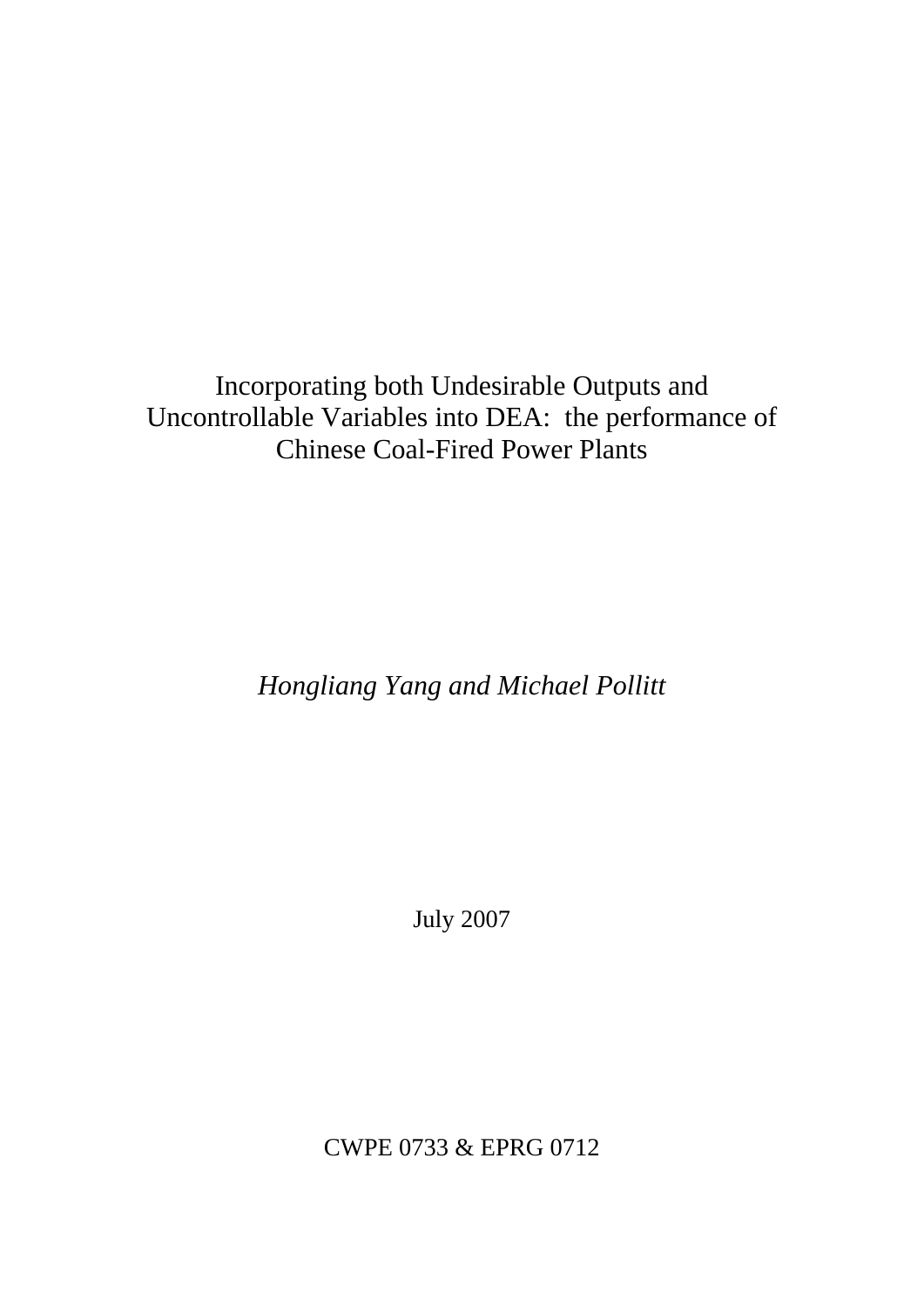# Incorporating both Undesirable Outputs and Uncontrollable Variables into DEA: the performance of Chinese Coal-Fired Power Plants

*Hongliang Yang and Michael Pollitt*

July 2007

CWPE 0733 & EPRG 0712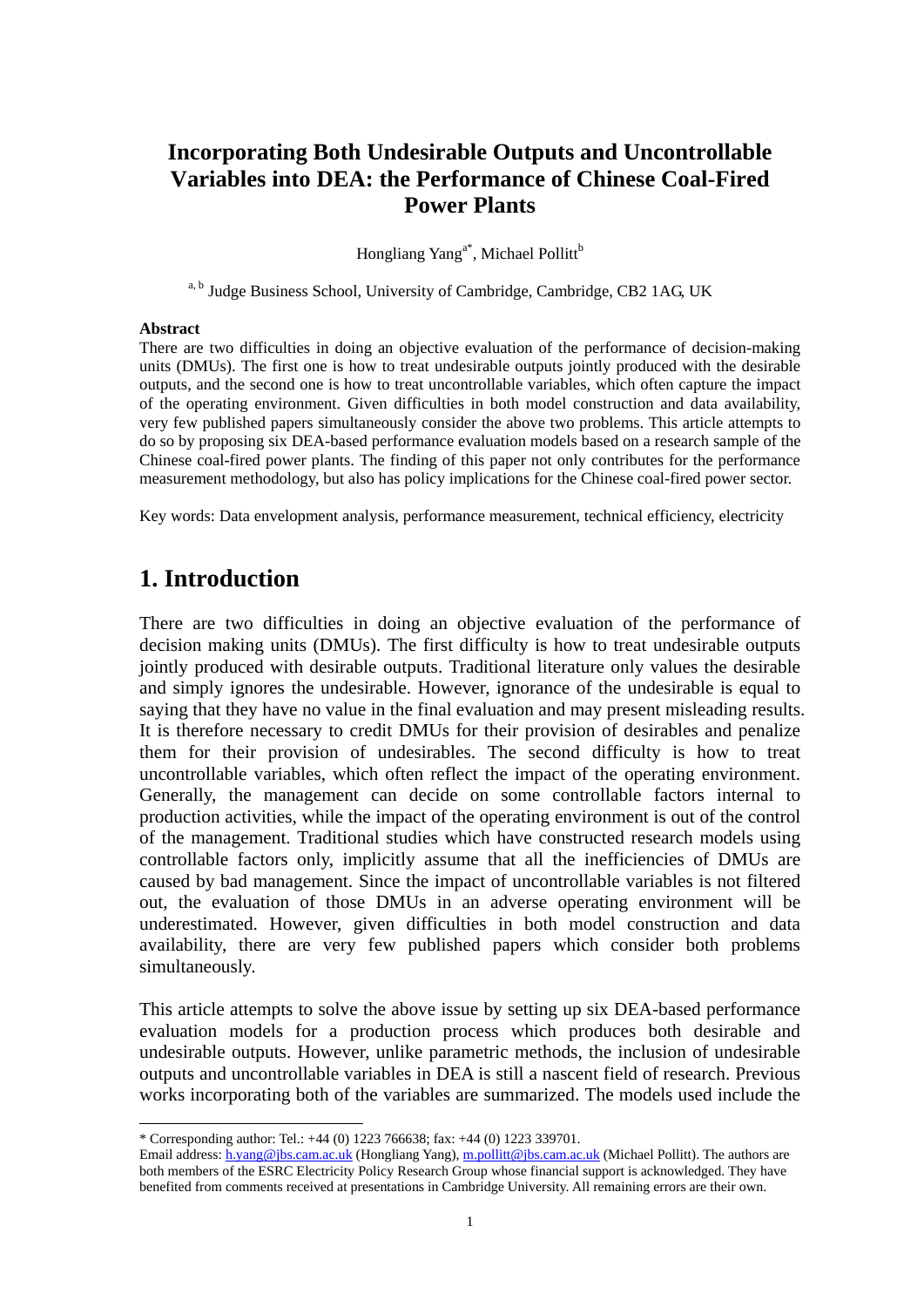# Incorporating Both Undesirable Outputs and Uncontrollable Variables into DEA: the Performance of Chinese Coal-Fired Power Plants

Hongliang Yang[a*], Michael Pollitt[b]

[a, b] Judge Business School, University of Cambridge, Cambridge, CB2 1AG, UK

**Abstract**

There are two difficulties in doing an objective evaluation of the performance of decision-making units (DMUs). The first one is how to treat undesirable outputs jointly produced with the desirable outputs, and the second one is how to treat uncontrollable variables, which often capture the impact of the operating environment. Given difficulties in both model construction and data availability, very few published papers simultaneously consider the above two problems. This article attempts to do so by proposing six DEA-based performance evaluation models based on a research sample of the Chinese coal-fired power plants. The finding of this paper not only contributes for the performance measurement methodology, but also has policy implications for the Chinese coal-fired power sector.

Key words: Data envelopment analysis, performance measurement, technical efficiency, electricity

## 1. Introduction

There are two difficulties in doing an objective evaluation of the performance of decision making units (DMUs). The first difficulty is how to treat undesirable outputs jointly produced with desirable outputs. Traditional literature only values the desirable and simply ignores the undesirable. However, ignorance of the undesirable is equal to saying that they have no value in the final evaluation and may present misleading results. It is therefore necessary to credit DMUs for their provision of desirables and penalize them for their provision of undesirables. The second difficulty is how to treat uncontrollable variables, which often reflect the impact of the operating environment. Generally, the management can decide on some controllable factors internal to production activities, while the impact of the operating environment is out of the control of the management. Traditional studies which have constructed research models using controllable factors only, implicitly assume that all the inefficiencies of DMUs are caused by bad management. Since the impact of uncontrollable variables is not filtered out, the evaluation of those DMUs in an adverse operating environment will be underestimated. However, given difficulties in both model construction and data availability, there are very few published papers which consider both problems simultaneously.

This article attempts to solve the above issue by setting up six DEA-based performance evaluation models for a production process which produces both desirable and undesirable outputs. However, unlike parametric methods, the inclusion of undesirable outputs and uncontrollable variables in DEA is still a nascent field of research. Previous works incorporating both of the variables are summarized. The models used include the

---

* Corresponding author: Tel.: +44 (0) 1223 766638; fax: +44 (0) 1223 339701.
Email address: h.yang@jbs.cam.ac.uk (Hongliang Yang), m.pollitt@jbs.cam.ac.uk (Michael Pollitt). The authors are both members of the ESRC Electricity Policy Research Group whose financial support is acknowledged. They have benefited from comments received at presentations in Cambridge University. All remaining errors are their own.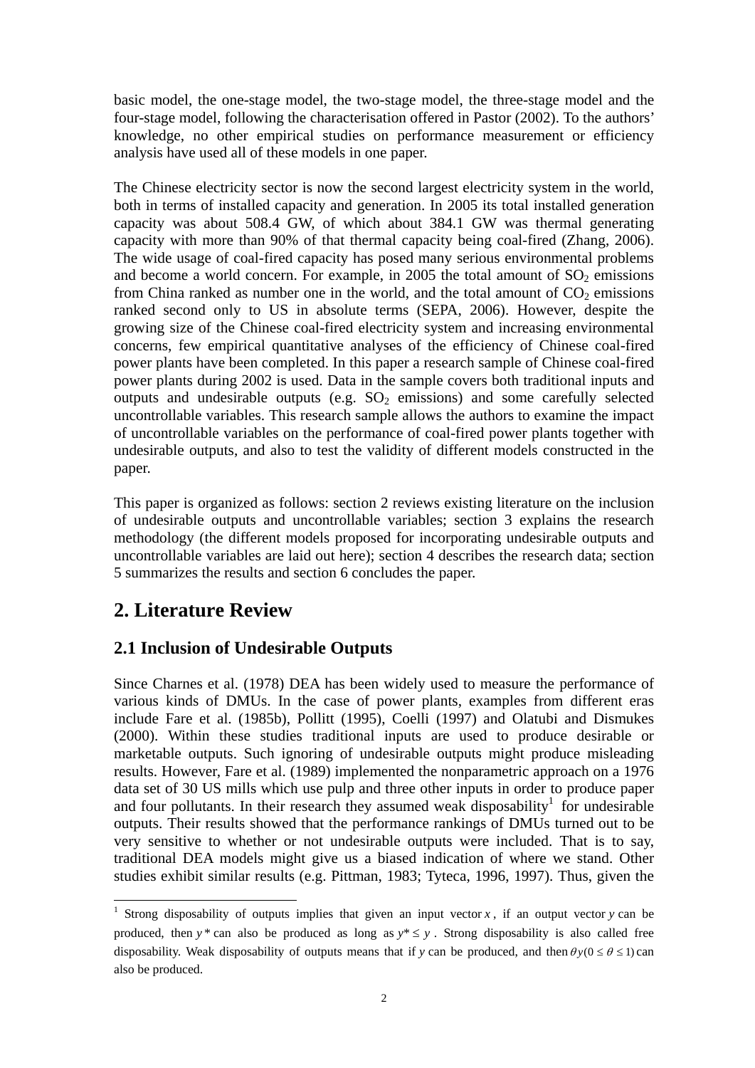basic model, the one-stage model, the two-stage model, the three-stage model and the four-stage model, following the characterisation offered in Pastor (2002). To the authors' knowledge, no other empirical studies on performance measurement or efficiency analysis have used all of these models in one paper.

The Chinese electricity sector is now the second largest electricity system in the world, both in terms of installed capacity and generation. In 2005 its total installed generation capacity was about 508.4 GW, of which about 384.1 GW was thermal generating capacity with more than 90% of that thermal capacity being coal-fired (Zhang, 2006). The wide usage of coal-fired capacity has posed many serious environmental problems and become a world concern. For example, in 2005 the total amount of $SO_2$ emissions from China ranked as number one in the world, and the total amount of $CO_2$ emissions ranked second only to US in absolute terms (SEPA, 2006). However, despite the growing size of the Chinese coal-fired electricity system and increasing environmental concerns, few empirical quantitative analyses of the efficiency of Chinese coal-fired power plants have been completed. In this paper a research sample of Chinese coal-fired power plants during 2002 is used. Data in the sample covers both traditional inputs and outputs and undesirable outputs (e.g. $SO_2$ emissions) and some carefully selected uncontrollable variables. This research sample allows the authors to examine the impact of uncontrollable variables on the performance of coal-fired power plants together with undesirable outputs, and also to test the validity of different models constructed in the paper.

This paper is organized as follows: section 2 reviews existing literature on the inclusion of undesirable outputs and uncontrollable variables; section 3 explains the research methodology (the different models proposed for incorporating undesirable outputs and uncontrollable variables are laid out here); section 4 describes the research data; section 5 summarizes the results and section 6 concludes the paper.

## 2. Literature Review

### 2.1 Inclusion of Undesirable Outputs

Since Charnes et al. (1978) DEA has been widely used to measure the performance of various kinds of DMUs. In the case of power plants, examples from different eras include Fare et al. (1985b), Pollitt (1995), Coelli (1997) and Olatubi and Dismukes (2000). Within these studies traditional inputs are used to produce desirable or marketable outputs. Such ignoring of undesirable outputs might produce misleading results. However, Fare et al. (1989) implemented the nonparametric approach on a 1976 data set of 30 US mills which use pulp and three other inputs in order to produce paper and four pollutants. In their research they assumed weak disposability[1] for undesirable outputs. Their results showed that the performance rankings of DMUs turned out to be very sensitive to whether or not undesirable outputs were included. That is to say, traditional DEA models might give us a biased indication of where we stand. Other studies exhibit similar results (e.g. Pittman, 1983; Tyteca, 1996, 1997). Thus, given the

[1] Strong disposability of outputs implies that given an input vector $x$, if an output vector $y$ can be produced, then $y^*$ can also be produced as long as $y^* \leq y$. Strong disposability is also called free disposability. Weak disposability of outputs means that if $y$ can be produced, and then $\theta y (0 \leq \theta \leq 1)$ can also be produced.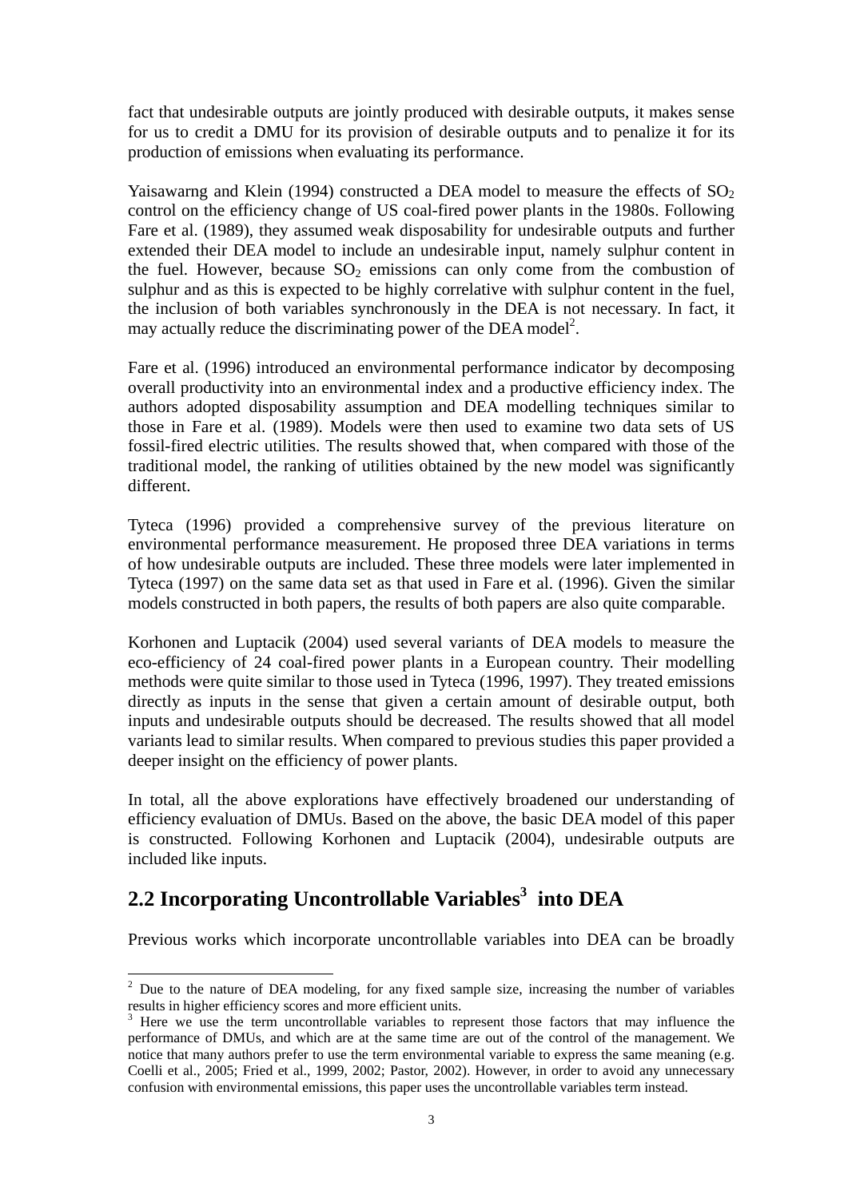fact that undesirable outputs are jointly produced with desirable outputs, it makes sense for us to credit a DMU for its provision of desirable outputs and to penalize it for its production of emissions when evaluating its performance.

Yaisawarng and Klein (1994) constructed a DEA model to measure the effects of $SO_2$ control on the efficiency change of US coal-fired power plants in the 1980s. Following Fare et al. (1989), they assumed weak disposability for undesirable outputs and further extended their DEA model to include an undesirable input, namely sulphur content in the fuel. However, because $SO_2$ emissions can only come from the combustion of sulphur and as this is expected to be highly correlative with sulphur content in the fuel, the inclusion of both variables synchronously in the DEA is not necessary. In fact, it may actually reduce the discriminating power of the DEA model[2].

Fare et al. (1996) introduced an environmental performance indicator by decomposing overall productivity into an environmental index and a productive efficiency index. The authors adopted disposability assumption and DEA modelling techniques similar to those in Fare et al. (1989). Models were then used to examine two data sets of US fossil-fired electric utilities. The results showed that, when compared with those of the traditional model, the ranking of utilities obtained by the new model was significantly different.

Tyteca (1996) provided a comprehensive survey of the previous literature on environmental performance measurement. He proposed three DEA variations in terms of how undesirable outputs are included. These three models were later implemented in Tyteca (1997) on the same data set as that used in Fare et al. (1996). Given the similar models constructed in both papers, the results of both papers are also quite comparable.

Korhonen and Luptacik (2004) used several variants of DEA models to measure the eco-efficiency of 24 coal-fired power plants in a European country. Their modelling methods were quite similar to those used in Tyteca (1996, 1997). They treated emissions directly as inputs in the sense that given a certain amount of desirable output, both inputs and undesirable outputs should be decreased. The results showed that all model variants lead to similar results. When compared to previous studies this paper provided a deeper insight on the efficiency of power plants.

In total, all the above explorations have effectively broadened our understanding of efficiency evaluation of DMUs. Based on the above, the basic DEA model of this paper is constructed. Following Korhonen and Luptacik (2004), undesirable outputs are included like inputs.

## 2.2 Incorporating Uncontrollable Variables[3] into DEA

Previous works which incorporate uncontrollable variables into DEA can be broadly

---

[2] Due to the nature of DEA modeling, for any fixed sample size, increasing the number of variables results in higher efficiency scores and more efficient units.

[3] Here we use the term uncontrollable variables to represent those factors that may influence the performance of DMUs, and which are at the same time are out of the control of the management. We notice that many authors prefer to use the term environmental variable to express the same meaning (e.g. Coelli et al., 2005; Fried et al., 1999, 2002; Pastor, 2002). However, in order to avoid any unnecessary confusion with environmental emissions, this paper uses the uncontrollable variables term instead.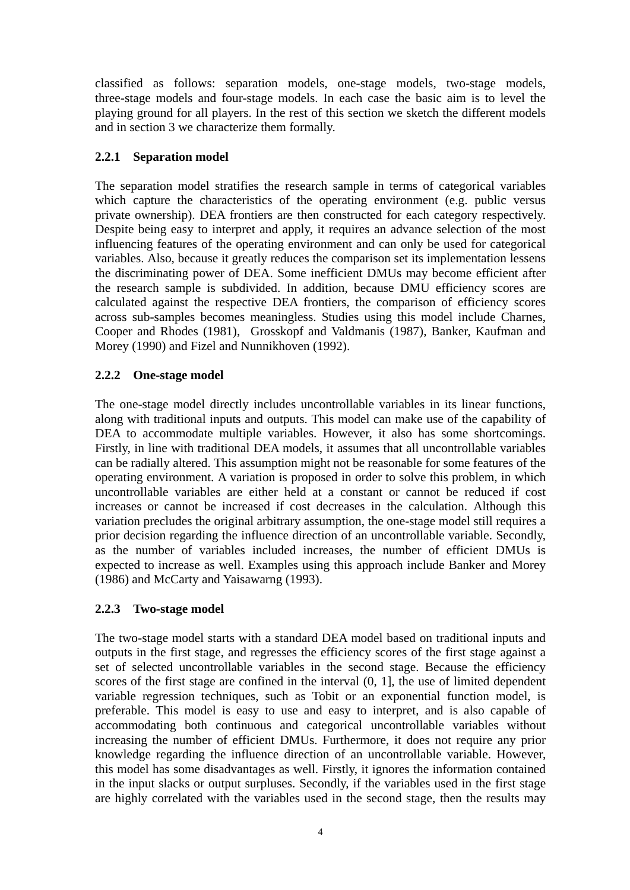classified as follows: separation models, one-stage models, two-stage models, three-stage models and four-stage models. In each case the basic aim is to level the playing ground for all players. In the rest of this section we sketch the different models and in section 3 we characterize them formally.

### 2.2.1 Separation model

The separation model stratifies the research sample in terms of categorical variables which capture the characteristics of the operating environment (e.g. public versus private ownership). DEA frontiers are then constructed for each category respectively. Despite being easy to interpret and apply, it requires an advance selection of the most influencing features of the operating environment and can only be used for categorical variables. Also, because it greatly reduces the comparison set its implementation lessens the discriminating power of DEA. Some inefficient DMUs may become efficient after the research sample is subdivided. In addition, because DMU efficiency scores are calculated against the respective DEA frontiers, the comparison of efficiency scores across sub-samples becomes meaningless. Studies using this model include Charnes, Cooper and Rhodes (1981), Grosskopf and Valdmanis (1987), Banker, Kaufman and Morey (1990) and Fizel and Nunnikhoven (1992).

### 2.2.2 One-stage model

The one-stage model directly includes uncontrollable variables in its linear functions, along with traditional inputs and outputs. This model can make use of the capability of DEA to accommodate multiple variables. However, it also has some shortcomings. Firstly, in line with traditional DEA models, it assumes that all uncontrollable variables can be radially altered. This assumption might not be reasonable for some features of the operating environment. A variation is proposed in order to solve this problem, in which uncontrollable variables are either held at a constant or cannot be reduced if cost increases or cannot be increased if cost decreases in the calculation. Although this variation precludes the original arbitrary assumption, the one-stage model still requires a prior decision regarding the influence direction of an uncontrollable variable. Secondly, as the number of variables included increases, the number of efficient DMUs is expected to increase as well. Examples using this approach include Banker and Morey (1986) and McCarty and Yaisawarng (1993).

### 2.2.3 Two-stage model

The two-stage model starts with a standard DEA model based on traditional inputs and outputs in the first stage, and regresses the efficiency scores of the first stage against a set of selected uncontrollable variables in the second stage. Because the efficiency scores of the first stage are confined in the interval (0, 1], the use of limited dependent variable regression techniques, such as Tobit or an exponential function model, is preferable. This model is easy to use and easy to interpret, and is also capable of accommodating both continuous and categorical uncontrollable variables without increasing the number of efficient DMUs. Furthermore, it does not require any prior knowledge regarding the influence direction of an uncontrollable variable. However, this model has some disadvantages as well. Firstly, it ignores the information contained in the input slacks or output surpluses. Secondly, if the variables used in the first stage are highly correlated with the variables used in the second stage, then the results may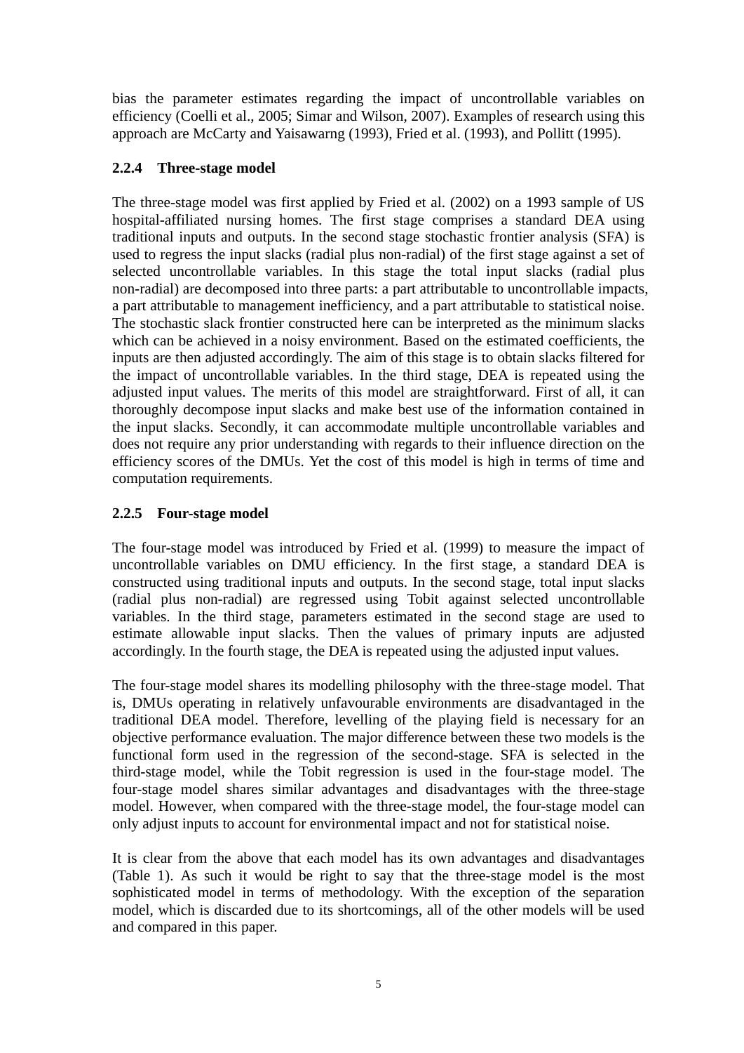bias the parameter estimates regarding the impact of uncontrollable variables on efficiency (Coelli et al., 2005; Simar and Wilson, 2007). Examples of research using this approach are McCarty and Yaisawarng (1993), Fried et al. (1993), and Pollitt (1995).

### 2.2.4 Three-stage model

The three-stage model was first applied by Fried et al. (2002) on a 1993 sample of US hospital-affiliated nursing homes. The first stage comprises a standard DEA using traditional inputs and outputs. In the second stage stochastic frontier analysis (SFA) is used to regress the input slacks (radial plus non-radial) of the first stage against a set of selected uncontrollable variables. In this stage the total input slacks (radial plus non-radial) are decomposed into three parts: a part attributable to uncontrollable impacts, a part attributable to management inefficiency, and a part attributable to statistical noise. The stochastic slack frontier constructed here can be interpreted as the minimum slacks which can be achieved in a noisy environment. Based on the estimated coefficients, the inputs are then adjusted accordingly. The aim of this stage is to obtain slacks filtered for the impact of uncontrollable variables. In the third stage, DEA is repeated using the adjusted input values. The merits of this model are straightforward. First of all, it can thoroughly decompose input slacks and make best use of the information contained in the input slacks. Secondly, it can accommodate multiple uncontrollable variables and does not require any prior understanding with regards to their influence direction on the efficiency scores of the DMUs. Yet the cost of this model is high in terms of time and computation requirements.

### 2.2.5 Four-stage model

The four-stage model was introduced by Fried et al. (1999) to measure the impact of uncontrollable variables on DMU efficiency. In the first stage, a standard DEA is constructed using traditional inputs and outputs. In the second stage, total input slacks (radial plus non-radial) are regressed using Tobit against selected uncontrollable variables. In the third stage, parameters estimated in the second stage are used to estimate allowable input slacks. Then the values of primary inputs are adjusted accordingly. In the fourth stage, the DEA is repeated using the adjusted input values.

The four-stage model shares its modelling philosophy with the three-stage model. That is, DMUs operating in relatively unfavourable environments are disadvantaged in the traditional DEA model. Therefore, levelling of the playing field is necessary for an objective performance evaluation. The major difference between these two models is the functional form used in the regression of the second-stage. SFA is selected in the third-stage model, while the Tobit regression is used in the four-stage model. The four-stage model shares similar advantages and disadvantages with the three-stage model. However, when compared with the three-stage model, the four-stage model can only adjust inputs to account for environmental impact and not for statistical noise.

It is clear from the above that each model has its own advantages and disadvantages (Table 1). As such it would be right to say that the three-stage model is the most sophisticated model in terms of methodology. With the exception of the separation model, which is discarded due to its shortcomings, all of the other models will be used and compared in this paper.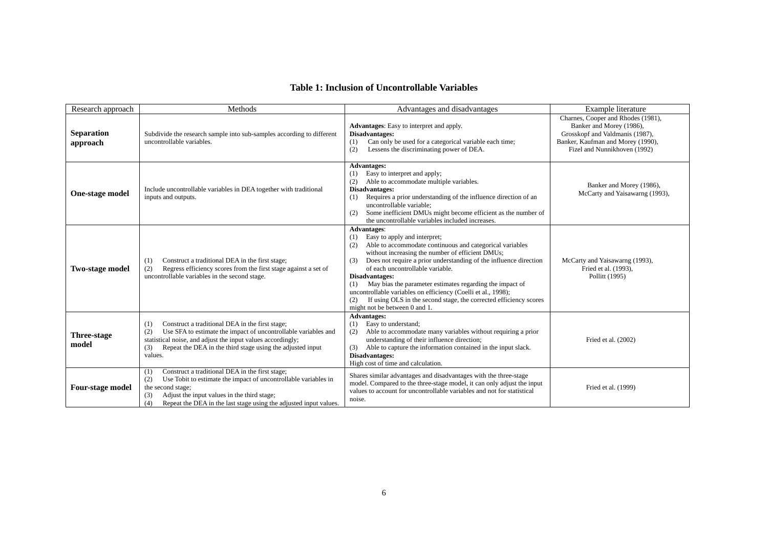**Table 1: Inclusion of Uncontrollable Variables**

| Research approach | Methods | Advantages and disadvantages | Example literature |
|---|---|---|---|
| **Separation approach** | Subdivide the research sample into sub-samples according to different uncontrollable variables. | **Advantages**: Easy to interpret and apply.<br>**Disadvantages:**<br>(1) Can only be used for a categorical variable each time;<br>(2) Lessens the discriminating power of DEA. | Charnes, Cooper and Rhodes (1981),<br>Banker and Morey (1986),<br>Grosskopf and Valdmanis (1987),<br>Banker, Kaufman and Morey (1990),<br>Fizel and Nunnikhoven (1992) |
| **One-stage model** | Include uncontrollable variables in DEA together with traditional inputs and outputs. | **Advantages:**<br>(1) Easy to interpret and apply;<br>(2) Able to accommodate multiple variables.<br>**Disadvantages:**<br>(1) Requires a prior understanding of the influence direction of an uncontrollable variable;<br>(2) Some inefficient DMUs might become efficient as the number of the uncontrollable variables included increases. | Banker and Morey (1986),<br>McCarty and Yaisawarng (1993), |
| **Two-stage model** | (1) Construct a traditional DEA in the first stage;<br>(2) Regress efficiency scores from the first stage against a set of uncontrollable variables in the second stage. | **Advantages**:<br>(1) Easy to apply and interpret;<br>(2) Able to accommodate continuous and categorical variables without increasing the number of efficient DMUs;<br>(3) Does not require a prior understanding of the influence direction of each uncontrollable variable.<br>**Disadvantages:**<br>(1) May bias the parameter estimates regarding the impact of uncontrollable variables on efficiency (Coelli et al., 1998);<br>(2) If using OLS in the second stage, the corrected efficiency scores might not be between 0 and 1. | McCarty and Yaisawarng (1993),<br>Fried et al. (1993),<br>Pollitt (1995) |
| **Three-stage model** | (1) Construct a traditional DEA in the first stage;<br>(2) Use SFA to estimate the impact of uncontrollable variables and statistical noise, and adjust the input values accordingly;<br>(3) Repeat the DEA in the third stage using the adjusted input values. | **Advantages:**<br>(1) Easy to understand;<br>(2) Able to accommodate many variables without requiring a prior understanding of their influence direction;<br>(3) Able to capture the information contained in the input slack.<br>**Disadvantages:**<br>High cost of time and calculation. | Fried et al. (2002) |
| **Four-stage model** | (1) Construct a traditional DEA in the first stage;<br>(2) Use Tobit to estimate the impact of uncontrollable variables in the second stage;<br>(3) Adjust the input values in the third stage;<br>(4) Repeat the DEA in the last stage using the adjusted input values. | Shares similar advantages and disadvantages with the three-stage model. Compared to the three-stage model, it can only adjust the input values to account for uncontrollable variables and not for statistical noise. | Fried et al. (1999) |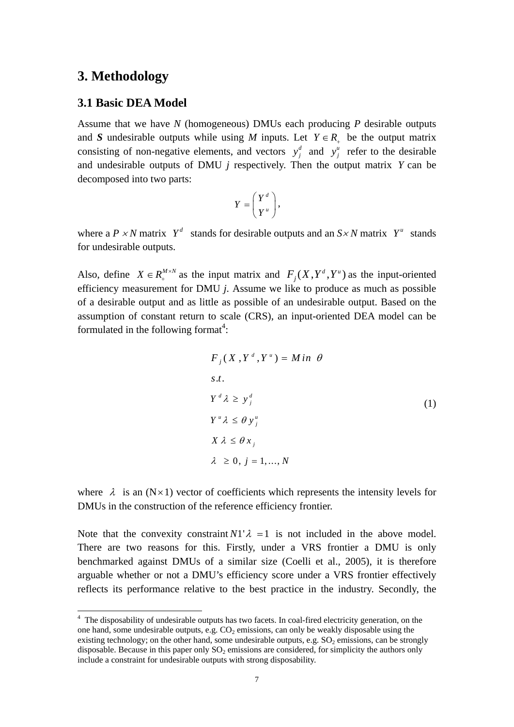# 3. Methodology

## 3.1 Basic DEA Model

Assume that we have *N* (homogeneous) DMUs each producing *P* desirable outputs and ***S*** undesirable outputs while using *M* inputs. Let $Y \in R_{+}$ be the output matrix consisting of non-negative elements, and vectors $y_j^d$ and $y_j^u$ refer to the desirable and undesirable outputs of DMU *j* respectively. Then the output matrix $Y$ can be decomposed into two parts:

$$Y = \begin{pmatrix} Y^d \\ Y^u \end{pmatrix},$$

where a $P \times N$ matrix $Y^d$ stands for desirable outputs and an $S \times N$ matrix $Y^u$ stands for undesirable outputs.

Also, define $X \in R_{+}^{M \times N}$ as the input matrix and $F_j(X, Y^d, Y^u)$ as the input-oriented efficiency measurement for DMU *j*. Assume we like to produce as much as possible of a desirable output and as little as possible of an undesirable output. Based on the assumption of constant return to scale (CRS), an input-oriented DEA model can be formulated in the following format[4]:

$$
\begin{aligned}
& F_j(X, Y^d, Y^u) = Min \ \theta \\
& s.t. \\
& Y^d \lambda \geq y_j^d \\
& Y^u \lambda \leq \theta y_j^u \\
& X \lambda \leq \theta x_j \\
& \lambda \ \geq 0, \ j = 1, \ldots, N
\end{aligned}
\tag{1}
$$

where $\lambda$ is an (N$\times$1) vector of coefficients which represents the intensity levels for DMUs in the construction of the reference efficiency frontier.

Note that the convexity constraint $N1'\lambda = 1$ is not included in the above model. There are two reasons for this. Firstly, under a VRS frontier a DMU is only benchmarked against DMUs of a similar size (Coelli et al., 2005), it is therefore arguable whether or not a DMU's efficiency score under a VRS frontier effectively reflects its performance relative to the best practice in the industry. Secondly, the

---

[4] The disposability of undesirable outputs has two facets. In coal-fired electricity generation, on the one hand, some undesirable outputs, e.g. $CO_2$ emissions, can only be weakly disposable using the existing technology; on the other hand, some undesirable outputs, e.g. $SO_2$ emissions, can be strongly disposable. Because in this paper only $SO_2$ emissions are considered, for simplicity the authors only include a constraint for undesirable outputs with strong disposability.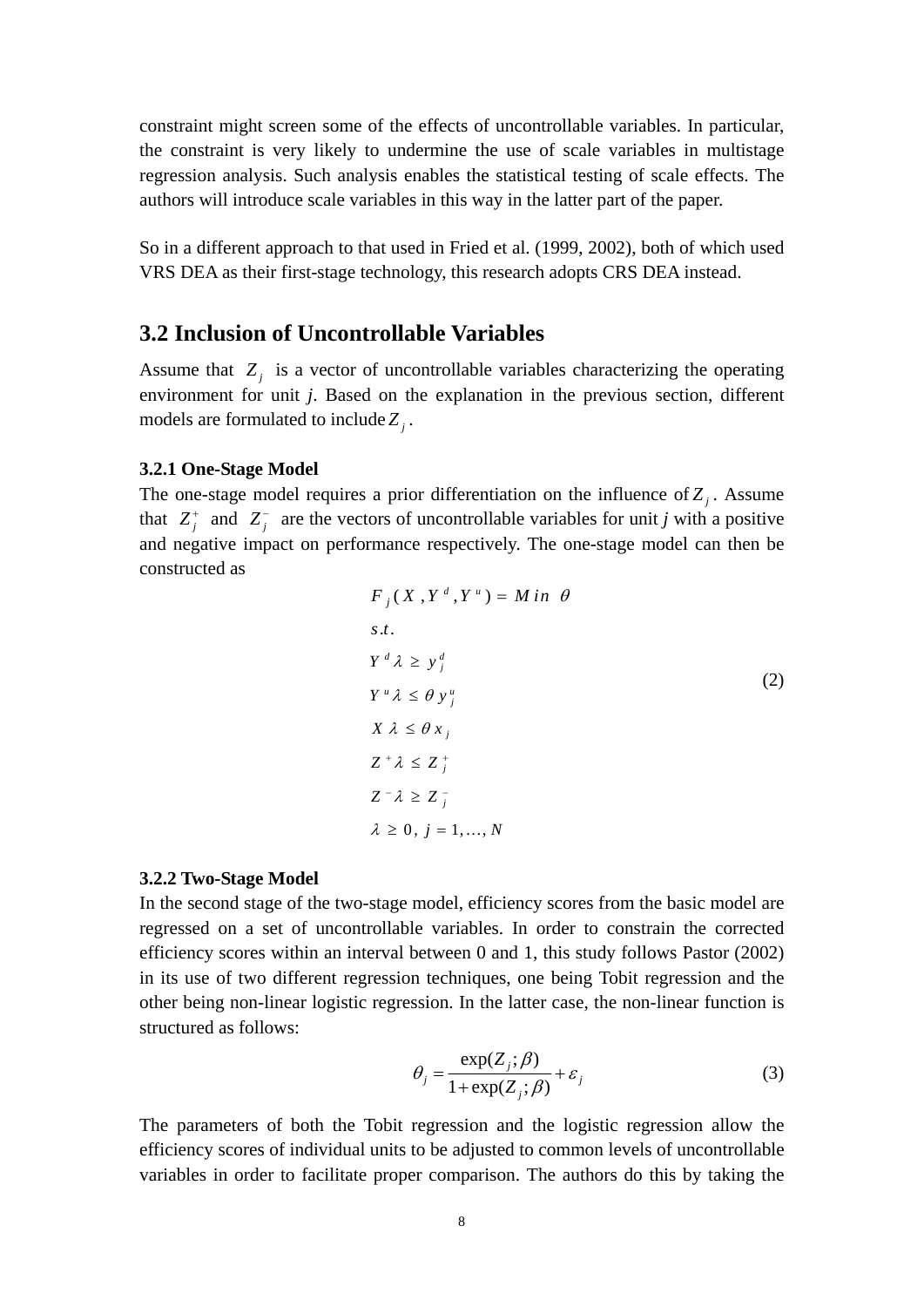constraint might screen some of the effects of uncontrollable variables. In particular, the constraint is very likely to undermine the use of scale variables in multistage regression analysis. Such analysis enables the statistical testing of scale effects. The authors will introduce scale variables in this way in the latter part of the paper.

So in a different approach to that used in Fried et al. (1999, 2002), both of which used VRS DEA as their first-stage technology, this research adopts CRS DEA instead.

## 3.2 Inclusion of Uncontrollable Variables

Assume that $Z_j$ is a vector of uncontrollable variables characterizing the operating environment for unit *j*. Based on the explanation in the previous section, different models are formulated to include $Z_j$.

### 3.2.1 One-Stage Model

The one-stage model requires a prior differentiation on the influence of $Z_j$. Assume that $Z_j^+$ and $Z_j^-$ are the vectors of uncontrollable variables for unit *j* with a positive and negative impact on performance respectively. The one-stage model can then be constructed as

$$
\begin{aligned}
& F_j(X, Y^d, Y^u) = Min \ \theta \\
& s.t. \\
& Y^d \lambda \geq y_j^d \\
& Y^u \lambda \leq \theta y_j^u \\
& X \lambda \leq \theta x_j \\
& Z^+ \lambda \leq Z_j^+ \\
& Z^- \lambda \geq Z_j^- \\
& \lambda \geq 0, \ j = 1, \ldots, N
\end{aligned}
\tag{2}
$$

### 3.2.2 Two-Stage Model

In the second stage of the two-stage model, efficiency scores from the basic model are regressed on a set of uncontrollable variables. In order to constrain the corrected efficiency scores within an interval between 0 and 1, this study follows Pastor (2002) in its use of two different regression techniques, one being Tobit regression and the other being non-linear logistic regression. In the latter case, the non-linear function is structured as follows:

$$
\theta_j = \frac{\exp(Z_j; \beta)}{1 + \exp(Z_j; \beta)} + \varepsilon_j \tag{3}
$$

The parameters of both the Tobit regression and the logistic regression allow the efficiency scores of individual units to be adjusted to common levels of uncontrollable variables in order to facilitate proper comparison. The authors do this by taking the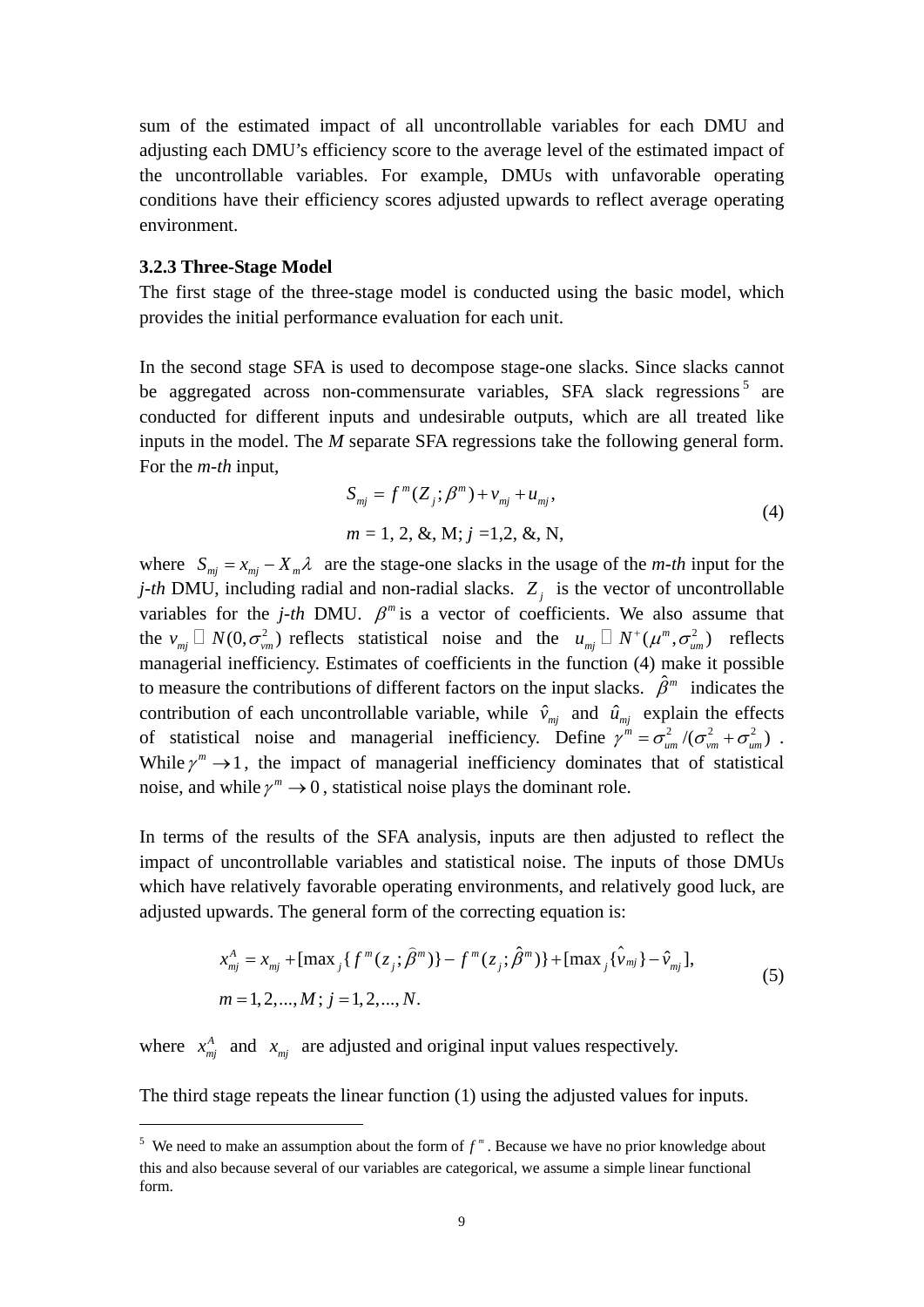sum of the estimated impact of all uncontrollable variables for each DMU and adjusting each DMU's efficiency score to the average level of the estimated impact of the uncontrollable variables. For example, DMUs with unfavorable operating conditions have their efficiency scores adjusted upwards to reflect average operating environment.

### 3.2.3 Three-Stage Model

The first stage of the three-stage model is conducted using the basic model, which provides the initial performance evaluation for each unit.

In the second stage SFA is used to decompose stage-one slacks. Since slacks cannot be aggregated across non-commensurate variables, SFA slack regressions[5] are conducted for different inputs and undesirable outputs, which are all treated like inputs in the model. The *M* separate SFA regressions take the following general form. For the *m-th* input,

$$S_{mj} = f^{m}(Z_{j};\beta^{m}) + v_{mj} + u_{mj}, \qquad m = 1, 2, \&, M;\ j = 1,2, \&, N, \tag{4}$$

where $S_{mj} = x_{mj} - X_{m}\lambda$ are the stage-one slacks in the usage of the *m-th* input for the *j-th* DMU, including radial and non-radial slacks. $Z_{j}$ is the vector of uncontrollable variables for the *j-th* DMU. $\beta^{m}$ is a vector of coefficients. We also assume that the $v_{mj} \sim N(0,\sigma_{vm}^{2})$ reflects statistical noise and the $u_{mj} \sim N^{+}(\mu^{m},\sigma_{um}^{2})$ reflects managerial inefficiency. Estimates of coefficients in the function (4) make it possible to measure the contributions of different factors on the input slacks. $\hat{\beta}^{m}$ indicates the contribution of each uncontrollable variable, while $\hat{v}_{mj}$ and $\hat{u}_{mj}$ explain the effects of statistical noise and managerial inefficiency. Define $\gamma^{m} = \sigma_{um}^{2}/(\sigma_{vm}^{2}+\sigma_{um}^{2})$. While $\gamma^{m} \to 1$, the impact of managerial inefficiency dominates that of statistical noise, and while $\gamma^{m} \to 0$, statistical noise plays the dominant role.

In terms of the results of the SFA analysis, inputs are then adjusted to reflect the impact of uncontrollable variables and statistical noise. The inputs of those DMUs which have relatively favorable operating environments, and relatively good luck, are adjusted upwards. The general form of the correcting equation is:

$$x_{mj}^{A} = x_{mj} + [\max_{j}\{f^{m}(z_{j};\hat{\beta}^{m})\} - f^{m}(z_{j};\hat{\beta}^{m})] + [\max_{j}\{\hat{v}_{mj}\} - \hat{v}_{mj}], \qquad m = 1,2,...,M;\ j = 1,2,...,N. \tag{5}$$

where $x_{mj}^{A}$ and $x_{mj}$ are adjusted and original input values respectively.

The third stage repeats the linear function (1) using the adjusted values for inputs.

---

[5] We need to make an assumption about the form of $f^{m}$. Because we have no prior knowledge about this and also because several of our variables are categorical, we assume a simple linear functional form.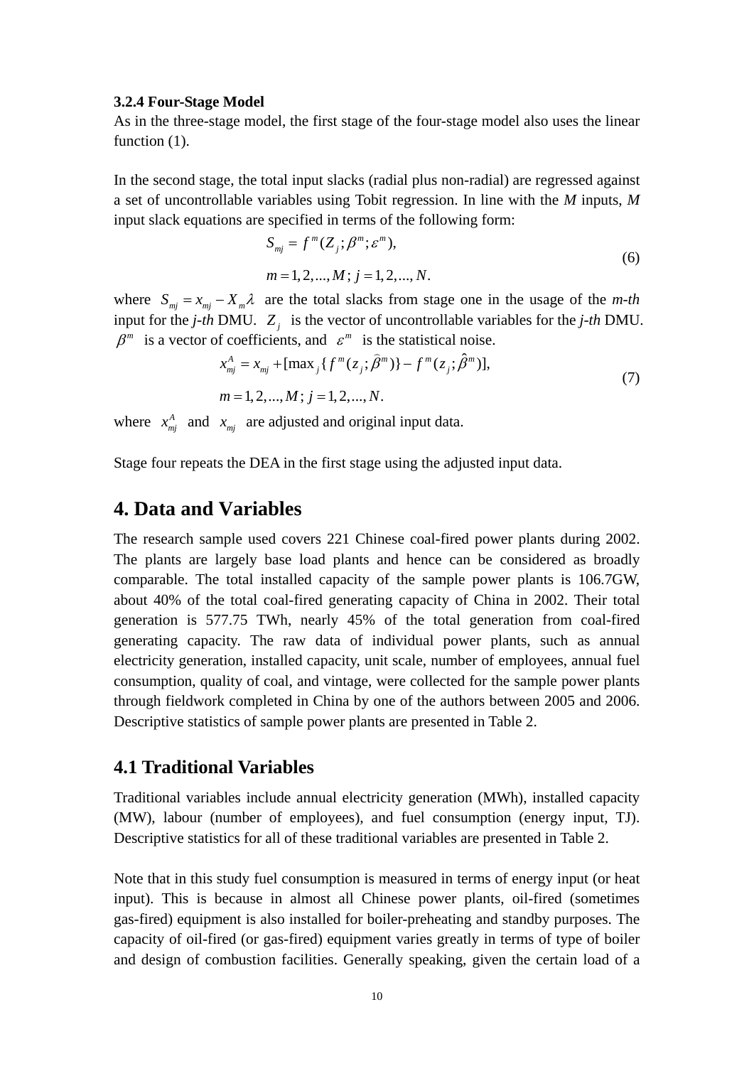**3.2.4 Four-Stage Model**

As in the three-stage model, the first stage of the four-stage model also uses the linear function (1).

In the second stage, the total input slacks (radial plus non-radial) are regressed against a set of uncontrollable variables using Tobit regression. In line with the *M* inputs, *M* input slack equations are specified in terms of the following form:

$$S_{mj} = f^m(Z_j; \beta^m; \varepsilon^m), \quad m = 1, 2, ..., M; \; j = 1, 2, ..., N. \tag{6}$$

where $S_{mj} = x_{mj} - X_m\lambda$ are the total slacks from stage one in the usage of the *m-th* input for the *j-th* DMU. $Z_j$ is the vector of uncontrollable variables for the *j-th* DMU. $\beta^m$ is a vector of coefficients, and $\varepsilon^m$ is the statistical noise.

$$x_{mj}^A = x_{mj} + [\max_j\{f^m(z_j; \widehat{\beta}^m)\} - f^m(z_j; \hat{\beta}^m)], \quad m = 1, 2, ..., M; \; j = 1, 2, ..., N. \tag{7}$$

where $x_{mj}^A$ and $x_{mj}$ are adjusted and original input data.

Stage four repeats the DEA in the first stage using the adjusted input data.

# 4. Data and Variables

The research sample used covers 221 Chinese coal-fired power plants during 2002. The plants are largely base load plants and hence can be considered as broadly comparable. The total installed capacity of the sample power plants is 106.7GW, about 40% of the total coal-fired generating capacity of China in 2002. Their total generation is 577.75 TWh, nearly 45% of the total generation from coal-fired generating capacity. The raw data of individual power plants, such as annual electricity generation, installed capacity, unit scale, number of employees, annual fuel consumption, quality of coal, and vintage, were collected for the sample power plants through fieldwork completed in China by one of the authors between 2005 and 2006. Descriptive statistics of sample power plants are presented in Table 2.

## 4.1 Traditional Variables

Traditional variables include annual electricity generation (MWh), installed capacity (MW), labour (number of employees), and fuel consumption (energy input, TJ). Descriptive statistics for all of these traditional variables are presented in Table 2.

Note that in this study fuel consumption is measured in terms of energy input (or heat input). This is because in almost all Chinese power plants, oil-fired (sometimes gas-fired) equipment is also installed for boiler-preheating and standby purposes. The capacity of oil-fired (or gas-fired) equipment varies greatly in terms of type of boiler and design of combustion facilities. Generally speaking, given the certain load of a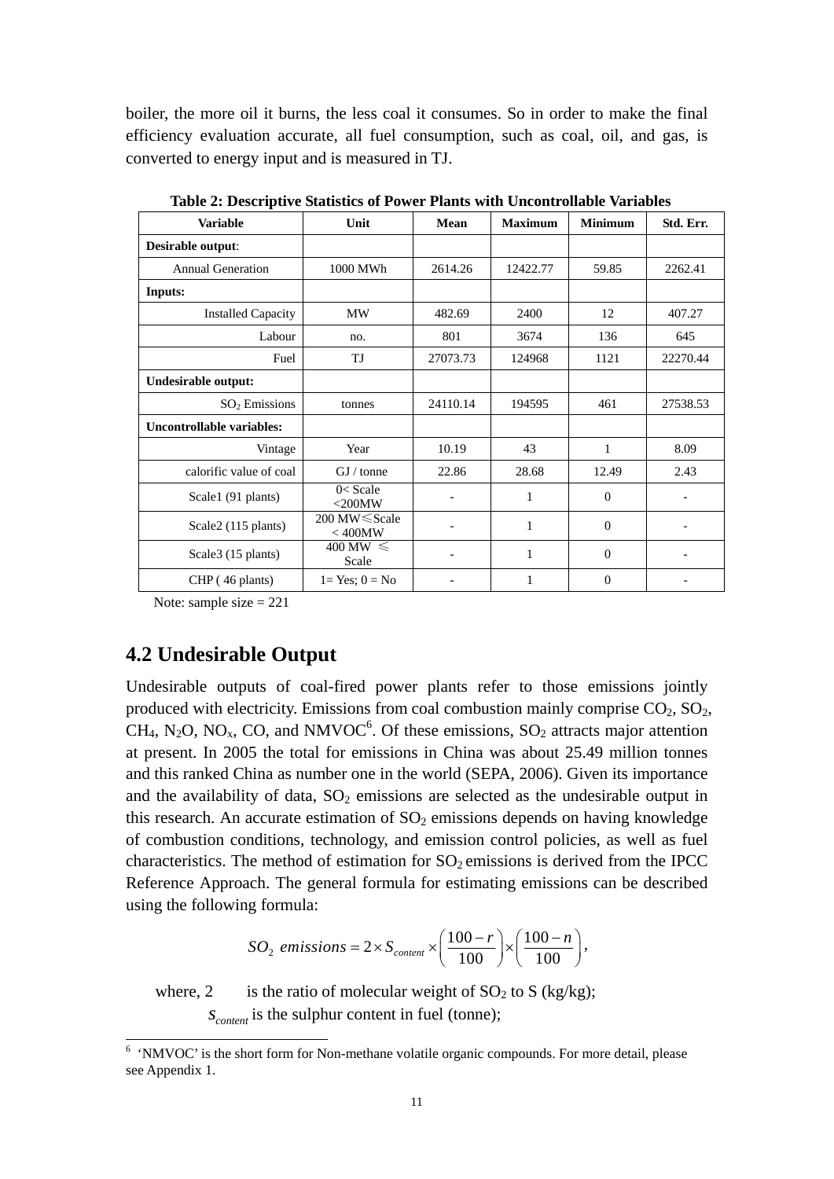boiler, the more oil it burns, the less coal it consumes. So in order to make the final efficiency evaluation accurate, all fuel consumption, such as coal, oil, and gas, is converted to energy input and is measured in TJ.

**Table 2: Descriptive Statistics of Power Plants with Uncontrollable Variables**

| Variable | Unit | Mean | Maximum | Minimum | Std. Err. |
|---|---|---|---|---|---|
| **Desirable output**: | | | | | |
| Annual Generation | 1000 MWh | 2614.26 | 12422.77 | 59.85 | 2262.41 |
| **Inputs:** | | | | | |
| Installed Capacity | MW | 482.69 | 2400 | 12 | 407.27 |
| Labour | no. | 801 | 3674 | 136 | 645 |
| Fuel | TJ | 27073.73 | 124968 | 1121 | 22270.44 |
| **Undesirable output:** | | | | | |
| $SO_2$ Emissions | tonnes | 24110.14 | 194595 | 461 | 27538.53 |
| **Uncontrollable variables:** | | | | | |
| Vintage | Year | 10.19 | 43 | 1 | 8.09 |
| calorific value of coal | GJ / tonne | 22.86 | 28.68 | 12.49 | 2.43 |
| Scale1 (91 plants) | 0< Scale <200MW | - | 1 | 0 | - |
| Scale2 (115 plants) | 200 MW≤Scale < 400MW | - | 1 | 0 | - |
| Scale3 (15 plants) | 400 MW ≤ Scale | - | 1 | 0 | - |
| CHP ( 46 plants) | 1= Yes; 0 = No | - | 1 | 0 | - |

Note: sample size = 221

## 4.2 Undesirable Output

Undesirable outputs of coal-fired power plants refer to those emissions jointly produced with electricity. Emissions from coal combustion mainly comprise $CO_2$, $SO_2$, $CH_4$, $N_2O$, $NO_x$, CO, and NMVOC[6]. Of these emissions, $SO_2$ attracts major attention at present. In 2005 the total for emissions in China was about 25.49 million tonnes and this ranked China as number one in the world (SEPA, 2006). Given its importance and the availability of data, $SO_2$ emissions are selected as the undesirable output in this research. An accurate estimation of $SO_2$ emissions depends on having knowledge of combustion conditions, technology, and emission control policies, as well as fuel characteristics. The method of estimation for $SO_2$ emissions is derived from the IPCC Reference Approach. The general formula for estimating emissions can be described using the following formula:

$$SO_2 \ emissions = 2 \times S_{content} \times \left( \frac{100-r}{100} \right) \times \left( \frac{100-n}{100} \right),$$

where, 2 is the ratio of molecular weight of $SO_2$ to S (kg/kg);

$S_{content}$ is the sulphur content in fuel (tonne);

[6] 'NMVOC' is the short form for Non-methane volatile organic compounds. For more detail, please see Appendix 1.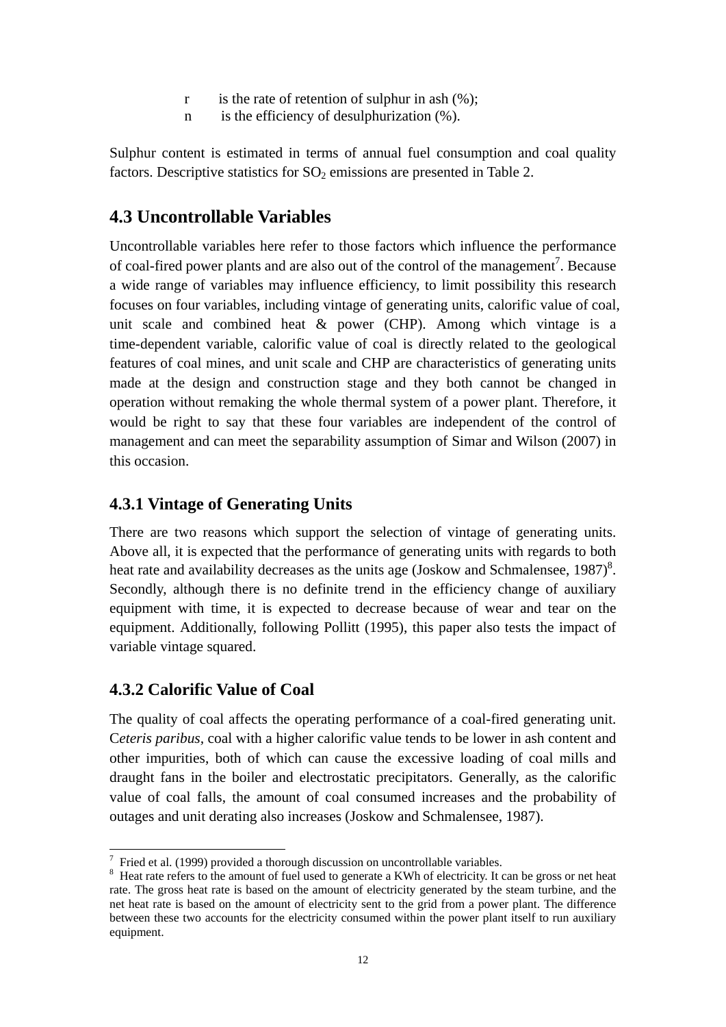r  is the rate of retention of sulphur in ash (%);

n  is the efficiency of desulphurization (%).

Sulphur content is estimated in terms of annual fuel consumption and coal quality factors. Descriptive statistics for $SO_2$ emissions are presented in Table 2.

## 4.3 Uncontrollable Variables

Uncontrollable variables here refer to those factors which influence the performance of coal-fired power plants and are also out of the control of the management[7]. Because a wide range of variables may influence efficiency, to limit possibility this research focuses on four variables, including vintage of generating units, calorific value of coal, unit scale and combined heat & power (CHP). Among which vintage is a time-dependent variable, calorific value of coal is directly related to the geological features of coal mines, and unit scale and CHP are characteristics of generating units made at the design and construction stage and they both cannot be changed in operation without remaking the whole thermal system of a power plant. Therefore, it would be right to say that these four variables are independent of the control of management and can meet the separability assumption of Simar and Wilson (2007) in this occasion.

### 4.3.1 Vintage of Generating Units

There are two reasons which support the selection of vintage of generating units. Above all, it is expected that the performance of generating units with regards to both heat rate and availability decreases as the units age (Joskow and Schmalensee, 1987)[8]. Secondly, although there is no definite trend in the efficiency change of auxiliary equipment with time, it is expected to decrease because of wear and tear on the equipment. Additionally, following Pollitt (1995), this paper also tests the impact of variable vintage squared.

### 4.3.2 Calorific Value of Coal

The quality of coal affects the operating performance of a coal-fired generating unit. C*eteris paribus*, coal with a higher calorific value tends to be lower in ash content and other impurities, both of which can cause the excessive loading of coal mills and draught fans in the boiler and electrostatic precipitators. Generally, as the calorific value of coal falls, the amount of coal consumed increases and the probability of outages and unit derating also increases (Joskow and Schmalensee, 1987).

---

[7] Fried et al. (1999) provided a thorough discussion on uncontrollable variables.

[8] Heat rate refers to the amount of fuel used to generate a KWh of electricity. It can be gross or net heat rate. The gross heat rate is based on the amount of electricity generated by the steam turbine, and the net heat rate is based on the amount of electricity sent to the grid from a power plant. The difference between these two accounts for the electricity consumed within the power plant itself to run auxiliary equipment.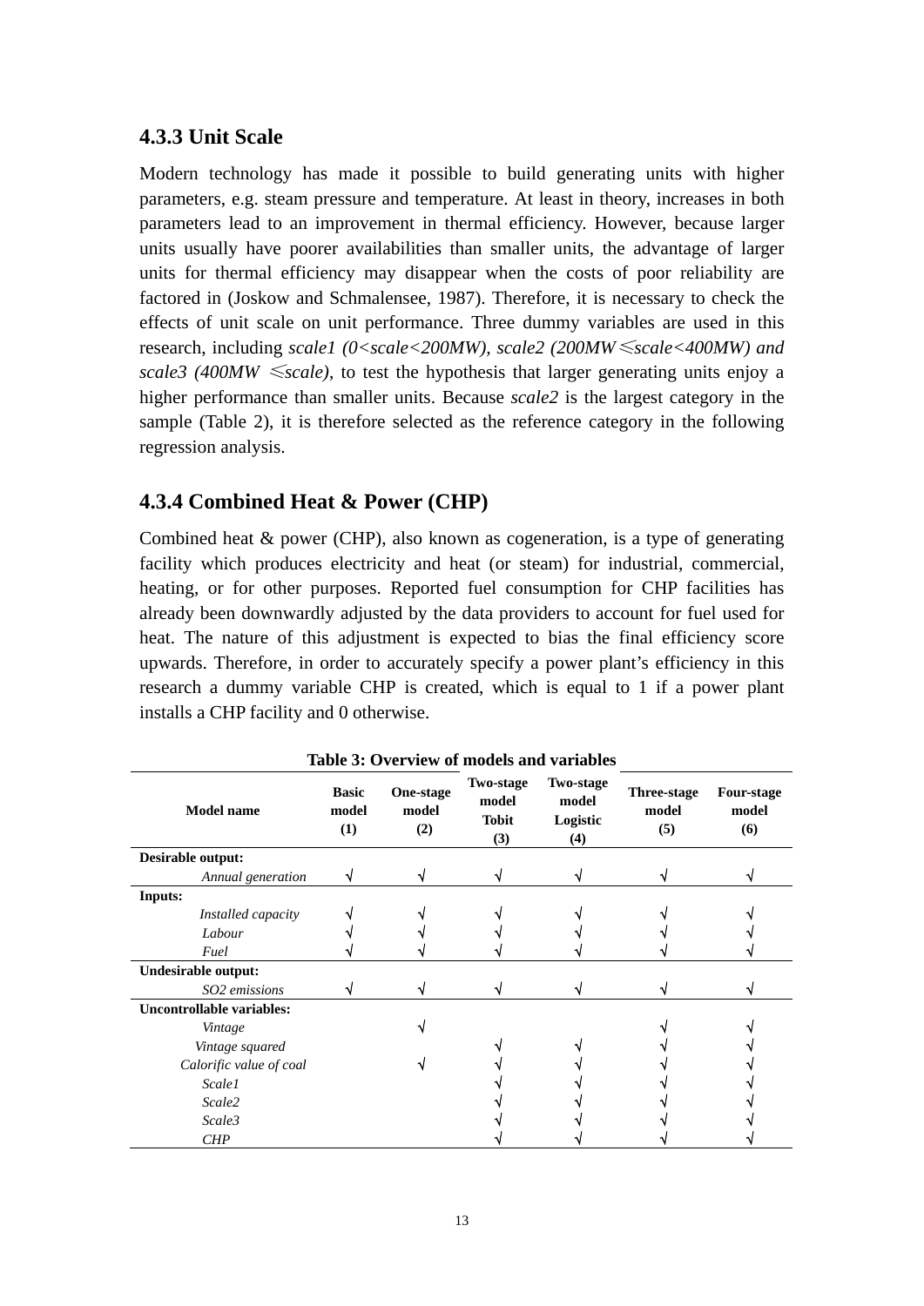### 4.3.3 Unit Scale

Modern technology has made it possible to build generating units with higher parameters, e.g. steam pressure and temperature. At least in theory, increases in both parameters lead to an improvement in thermal efficiency. However, because larger units usually have poorer availabilities than smaller units, the advantage of larger units for thermal efficiency may disappear when the costs of poor reliability are factored in (Joskow and Schmalensee, 1987). Therefore, it is necessary to check the effects of unit scale on unit performance. Three dummy variables are used in this research, including *scale1 (0<scale<200MW), scale2 (200MW≤scale<400MW) and scale3 (400MW ≤scale)*, to test the hypothesis that larger generating units enjoy a higher performance than smaller units. Because *scale2* is the largest category in the sample (Table 2), it is therefore selected as the reference category in the following regression analysis.

### 4.3.4 Combined Heat & Power (CHP)

Combined heat & power (CHP), also known as cogeneration, is a type of generating facility which produces electricity and heat (or steam) for industrial, commercial, heating, or for other purposes. Reported fuel consumption for CHP facilities has already been downwardly adjusted by the data providers to account for fuel used for heat. The nature of this adjustment is expected to bias the final efficiency score upwards. Therefore, in order to accurately specify a power plant's efficiency in this research a dummy variable CHP is created, which is equal to 1 if a power plant installs a CHP facility and 0 otherwise.

**Table 3: Overview of models and variables**

| Model name | Basic model (1) | One-stage model (2) | Two-stage model Tobit (3) | Two-stage model Logistic (4) | Three-stage model (5) | Four-stage model (6) |
|---|---|---|---|---|---|---|
| **Desirable output:** | | | | | | |
| *Annual generation* | √ | √ | √ | √ | √ | √ |
| **Inputs:** | | | | | | |
| *Installed capacity* | √ | √ | √ | √ | √ | √ |
| *Labour* | √ | √ | √ | √ | √ | √ |
| *Fuel* | √ | √ | √ | √ | √ | √ |
| **Undesirable output:** | | | | | | |
| *SO2 emissions* | √ | √ | √ | √ | √ | √ |
| **Uncontrollable variables:** | | | | | | |
| *Vintage* | | √ | | | √ | √ |
| *Vintage squared* | | | √ | √ | √ | √ |
| *Calorific value of coal* | | √ | √ | √ | √ | √ |
| *Scale1* | | | √ | √ | √ | √ |
| *Scale2* | | | √ | √ | √ | √ |
| *Scale3* | | | √ | √ | √ | √ |
| *CHP* | | | √ | √ | √ | √ |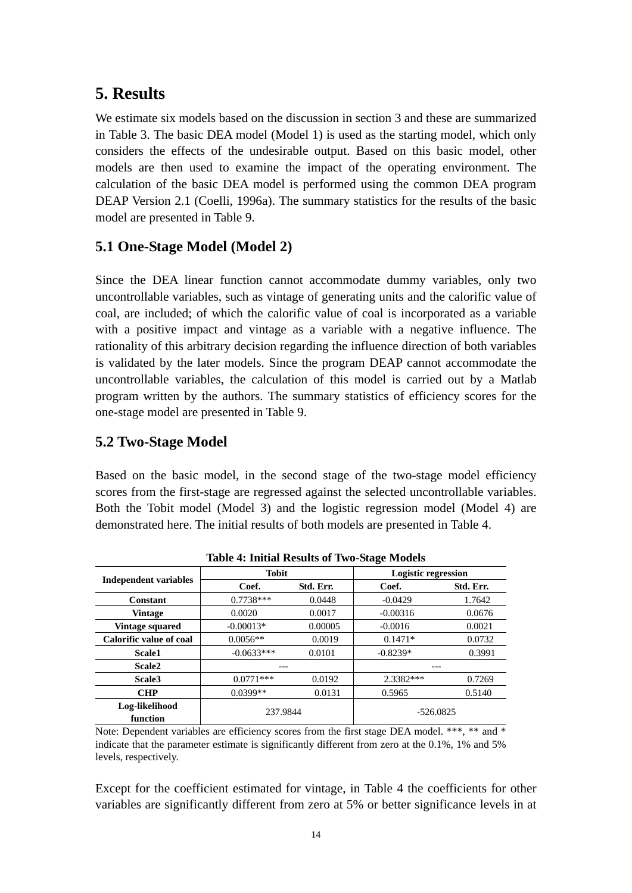## 5. Results

We estimate six models based on the discussion in section 3 and these are summarized in Table 3. The basic DEA model (Model 1) is used as the starting model, which only considers the effects of the undesirable output. Based on this basic model, other models are then used to examine the impact of the operating environment. The calculation of the basic DEA model is performed using the common DEA program DEAP Version 2.1 (Coelli, 1996a). The summary statistics for the results of the basic model are presented in Table 9.

### 5.1 One-Stage Model (Model 2)

Since the DEA linear function cannot accommodate dummy variables, only two uncontrollable variables, such as vintage of generating units and the calorific value of coal, are included; of which the calorific value of coal is incorporated as a variable with a positive impact and vintage as a variable with a negative influence. The rationality of this arbitrary decision regarding the influence direction of both variables is validated by the later models. Since the program DEAP cannot accommodate the uncontrollable variables, the calculation of this model is carried out by a Matlab program written by the authors. The summary statistics of efficiency scores for the one-stage model are presented in Table 9.

### 5.2 Two-Stage Model

Based on the basic model, in the second stage of the two-stage model efficiency scores from the first-stage are regressed against the selected uncontrollable variables. Both the Tobit model (Model 3) and the logistic regression model (Model 4) are demonstrated here. The initial results of both models are presented in Table 4.

**Table 4: Initial Results of Two-Stage Models**

| Independent variables | Tobit | | Logistic regression | |
|---|---|---|---|---|
| | Coef. | Std. Err. | Coef. | Std. Err. |
| Constant | 0.7738*** | 0.0448 | -0.0429 | 1.7642 |
| Vintage | 0.0020 | 0.0017 | -0.00316 | 0.0676 |
| Vintage squared | -0.00013* | 0.00005 | -0.0016 | 0.0021 |
| Calorific value of coal | 0.0056** | 0.0019 | 0.1471* | 0.0732 |
| Scale1 | -0.0633*** | 0.0101 | -0.8239* | 0.3991 |
| Scale2 | --- | | --- | |
| Scale3 | 0.0771*** | 0.0192 | 2.3382*** | 0.7269 |
| CHP | 0.0399** | 0.0131 | 0.5965 | 0.5140 |
| Log-likelihood function | 237.9844 | | -526.0825 | |

Note: Dependent variables are efficiency scores from the first stage DEA model. ***, ** and * indicate that the parameter estimate is significantly different from zero at the 0.1%, 1% and 5% levels, respectively.

Except for the coefficient estimated for vintage, in Table 4 the coefficients for other variables are significantly different from zero at 5% or better significance levels in at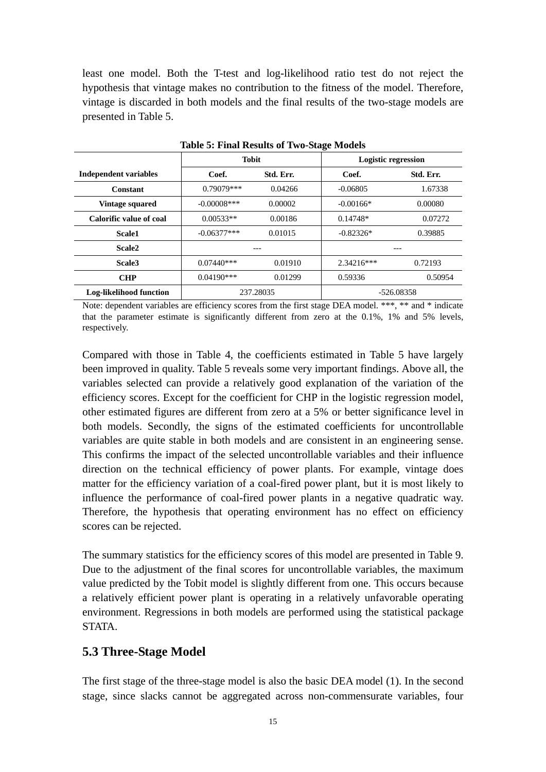least one model. Both the T-test and log-likelihood ratio test do not reject the hypothesis that vintage makes no contribution to the fitness of the model. Therefore, vintage is discarded in both models and the final results of the two-stage models are presented in Table 5.

**Table 5: Final Results of Two-Stage Models**

| | Tobit | | Logistic regression | |
|---|---|---|---|---|
| **Independent variables** | **Coef.** | **Std. Err.** | **Coef.** | **Std. Err.** |
| **Constant** | 0.79079*** | 0.04266 | -0.06805 | 1.67338 |
| **Vintage squared** | -0.00008*** | 0.00002 | -0.00166* | 0.00080 |
| **Calorific value of coal** | 0.00533** | 0.00186 | 0.14748* | 0.07272 |
| **Scale1** | -0.06377*** | 0.01015 | -0.82326* | 0.39885 |
| **Scale2** | --- | | --- | |
| **Scale3** | 0.07440*** | 0.01910 | 2.34216*** | 0.72193 |
| **CHP** | 0.04190*** | 0.01299 | 0.59336 | 0.50954 |
| **Log-likelihood function** | 237.28035 | | -526.08358 | |

Note: dependent variables are efficiency scores from the first stage DEA model. ***, ** and * indicate that the parameter estimate is significantly different from zero at the 0.1%, 1% and 5% levels, respectively.

Compared with those in Table 4, the coefficients estimated in Table 5 have largely been improved in quality. Table 5 reveals some very important findings. Above all, the variables selected can provide a relatively good explanation of the variation of the efficiency scores. Except for the coefficient for CHP in the logistic regression model, other estimated figures are different from zero at a 5% or better significance level in both models. Secondly, the signs of the estimated coefficients for uncontrollable variables are quite stable in both models and are consistent in an engineering sense. This confirms the impact of the selected uncontrollable variables and their influence direction on the technical efficiency of power plants. For example, vintage does matter for the efficiency variation of a coal-fired power plant, but it is most likely to influence the performance of coal-fired power plants in a negative quadratic way. Therefore, the hypothesis that operating environment has no effect on efficiency scores can be rejected.

The summary statistics for the efficiency scores of this model are presented in Table 9. Due to the adjustment of the final scores for uncontrollable variables, the maximum value predicted by the Tobit model is slightly different from one. This occurs because a relatively efficient power plant is operating in a relatively unfavorable operating environment. Regressions in both models are performed using the statistical package STATA.

## 5.3 Three-Stage Model

The first stage of the three-stage model is also the basic DEA model (1). In the second stage, since slacks cannot be aggregated across non-commensurate variables, four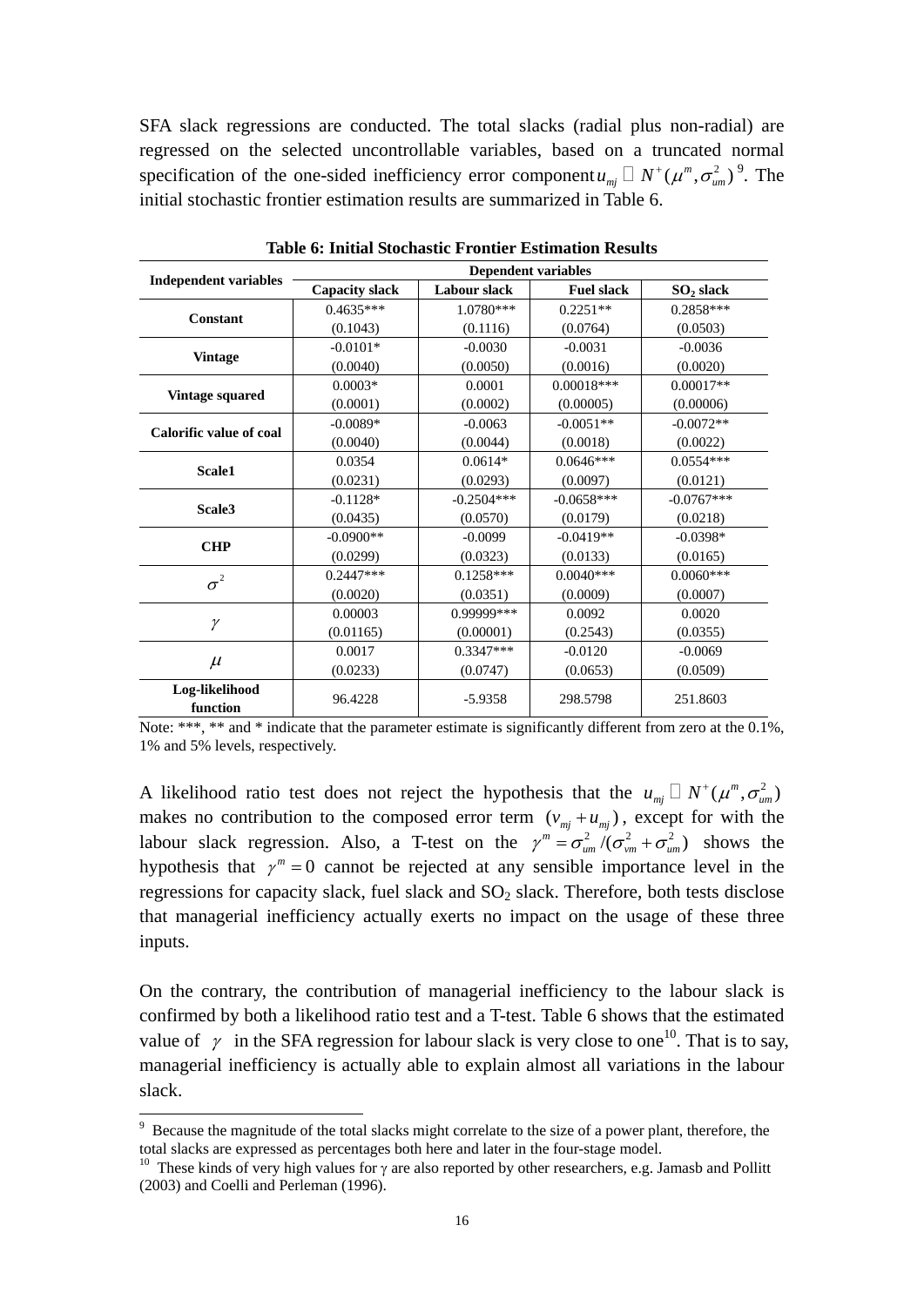SFA slack regressions are conducted. The total slacks (radial plus non-radial) are regressed on the selected uncontrollable variables, based on a truncated normal specification of the one-sided inefficiency error component $u_{mj} \sim N^{+}(\mu^{m}, \sigma_{um}^{2})$ [9]. The initial stochastic frontier estimation results are summarized in Table 6.

**Table 6: Initial Stochastic Frontier Estimation Results**

| Independent variables | Dependent variables | | | |
|---|---|---|---|---|
| | Capacity slack | Labour slack | Fuel slack | $SO_2$ slack |
| **Constant** | 0.4635*** | 1.0780*** | 0.2251** | 0.2858*** |
| | (0.1043) | (0.1116) | (0.0764) | (0.0503) |
| **Vintage** | -0.0101* | -0.0030 | -0.0031 | -0.0036 |
| | (0.0040) | (0.0050) | (0.0016) | (0.0020) |
| **Vintage squared** | 0.0003* | 0.0001 | 0.00018*** | 0.00017** |
| | (0.0001) | (0.0002) | (0.00005) | (0.00006) |
| **Calorific value of coal** | -0.0089* | -0.0063 | -0.0051** | -0.0072** |
| | (0.0040) | (0.0044) | (0.0018) | (0.0022) |
| **Scale1** | 0.0354 | 0.0614* | 0.0646*** | 0.0554*** |
| | (0.0231) | (0.0293) | (0.0097) | (0.0121) |
| **Scale3** | -0.1128* | -0.2504*** | -0.0658*** | -0.0767*** |
| | (0.0435) | (0.0570) | (0.0179) | (0.0218) |
| **CHP** | -0.0900** | -0.0099 | -0.0419** | -0.0398* |
| | (0.0299) | (0.0323) | (0.0133) | (0.0165) |
| $\sigma^2$ | 0.2447*** | 0.1258*** | 0.0040*** | 0.0060*** |
| | (0.0020) | (0.0351) | (0.0009) | (0.0007) |
| $\gamma$ | 0.00003 | 0.99999*** | 0.0092 | 0.0020 |
| | (0.01165) | (0.00001) | (0.2543) | (0.0355) |
| $\mu$ | 0.0017 | 0.3347*** | -0.0120 | -0.0069 |
| | (0.0233) | (0.0747) | (0.0653) | (0.0509) |
| **Log-likelihood function** | 96.4228 | -5.9358 | 298.5798 | 251.8603 |

Note: ***, ** and * indicate that the parameter estimate is significantly different from zero at the 0.1%, 1% and 5% levels, respectively.

A likelihood ratio test does not reject the hypothesis that the $u_{mj} \sim N^{+}(\mu^{m}, \sigma_{um}^{2})$ makes no contribution to the composed error term $(v_{mj} + u_{mj})$, except for with the labour slack regression. Also, a T-test on the $\gamma^{m} = \sigma_{um}^{2} / (\sigma_{vm}^{2} + \sigma_{um}^{2})$ shows the hypothesis that $\gamma^{m} = 0$ cannot be rejected at any sensible importance level in the regressions for capacity slack, fuel slack and $SO_2$ slack. Therefore, both tests disclose that managerial inefficiency actually exerts no impact on the usage of these three inputs.

On the contrary, the contribution of managerial inefficiency to the labour slack is confirmed by both a likelihood ratio test and a T-test. Table 6 shows that the estimated value of $\gamma$ in the SFA regression for labour slack is very close to one[10]. That is to say, managerial inefficiency is actually able to explain almost all variations in the labour slack.

---

[9] Because the magnitude of the total slacks might correlate to the size of a power plant, therefore, the total slacks are expressed as percentages both here and later in the four-stage model.

[10] These kinds of very high values for $\gamma$ are also reported by other researchers, e.g. Jamasb and Pollitt (2003) and Coelli and Perleman (1996).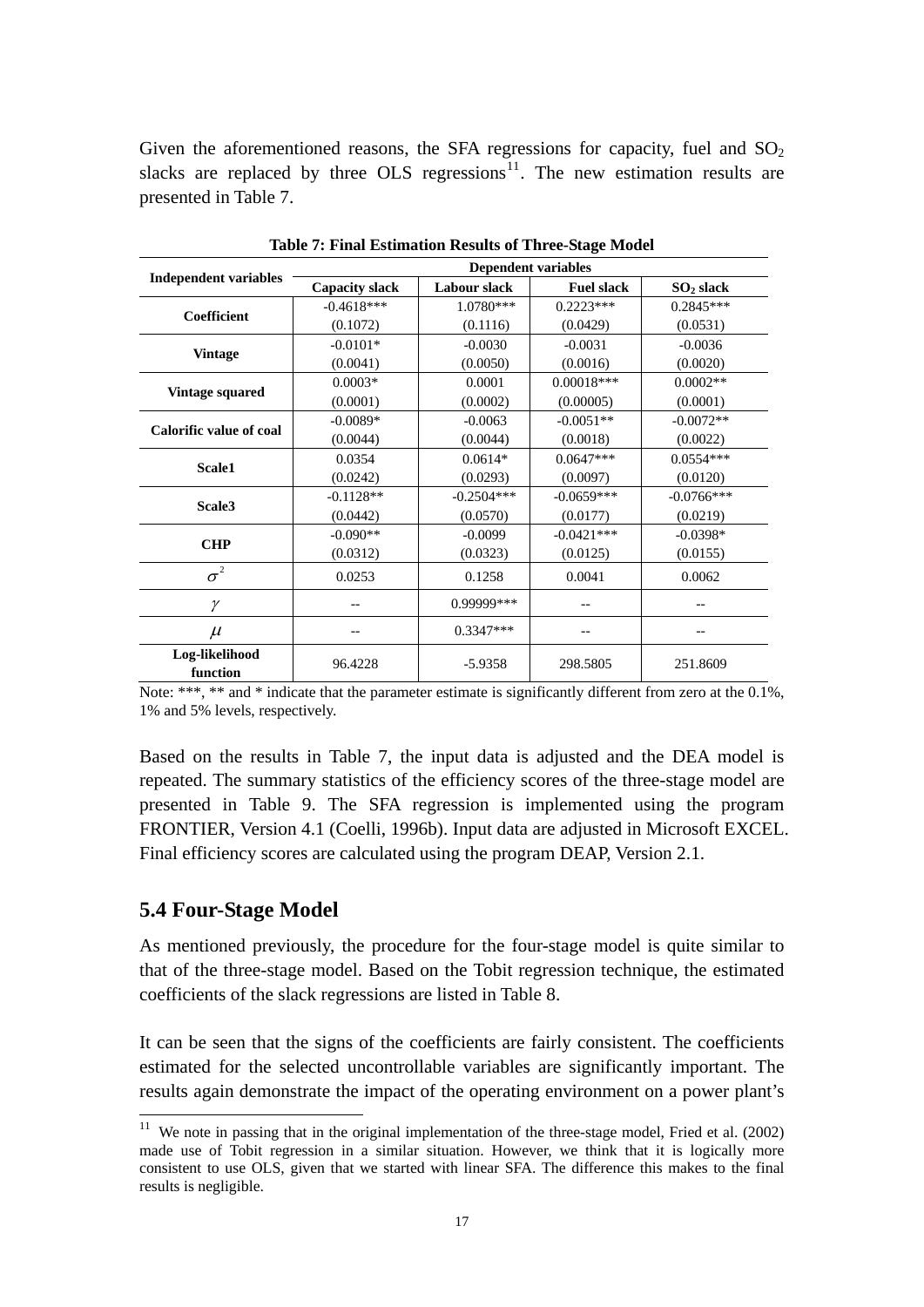Given the aforementioned reasons, the SFA regressions for capacity, fuel and $SO_2$ slacks are replaced by three OLS regressions[11]. The new estimation results are presented in Table 7.

**Table 7: Final Estimation Results of Three-Stage Model**

| Independent variables | Dependent variables | | | |
|---|---|---|---|---|
| | Capacity slack | Labour slack | Fuel slack | $SO_2$ slack |
| Coefficient | -0.4618*** | 1.0780*** | 0.2223*** | 0.2845*** |
| | (0.1072) | (0.1116) | (0.0429) | (0.0531) |
| Vintage | -0.0101* | -0.0030 | -0.0031 | -0.0036 |
| | (0.0041) | (0.0050) | (0.0016) | (0.0020) |
| Vintage squared | 0.0003* | 0.0001 | 0.00018*** | 0.0002** |
| | (0.0001) | (0.0002) | (0.00005) | (0.0001) |
| Calorific value of coal | -0.0089* | -0.0063 | -0.0051** | -0.0072** |
| | (0.0044) | (0.0044) | (0.0018) | (0.0022) |
| Scale1 | 0.0354 | 0.0614* | 0.0647*** | 0.0554*** |
| | (0.0242) | (0.0293) | (0.0097) | (0.0120) |
| Scale3 | -0.1128** | -0.2504*** | -0.0659*** | -0.0766*** |
| | (0.0442) | (0.0570) | (0.0177) | (0.0219) |
| CHP | -0.090** | -0.0099 | -0.0421*** | -0.0398* |
| | (0.0312) | (0.0323) | (0.0125) | (0.0155) |
| $\sigma^2$ | 0.0253 | 0.1258 | 0.0041 | 0.0062 |
| $\gamma$ | -- | 0.99999*** | -- | -- |
| $\mu$ | -- | 0.3347*** | -- | -- |
| Log-likelihood function | 96.4228 | -5.9358 | 298.5805 | 251.8609 |

Note: ***, ** and * indicate that the parameter estimate is significantly different from zero at the 0.1%, 1% and 5% levels, respectively.

Based on the results in Table 7, the input data is adjusted and the DEA model is repeated. The summary statistics of the efficiency scores of the three-stage model are presented in Table 9. The SFA regression is implemented using the program FRONTIER, Version 4.1 (Coelli, 1996b). Input data are adjusted in Microsoft EXCEL. Final efficiency scores are calculated using the program DEAP, Version 2.1.

## 5.4 Four-Stage Model

As mentioned previously, the procedure for the four-stage model is quite similar to that of the three-stage model. Based on the Tobit regression technique, the estimated coefficients of the slack regressions are listed in Table 8.

It can be seen that the signs of the coefficients are fairly consistent. The coefficients estimated for the selected uncontrollable variables are significantly important. The results again demonstrate the impact of the operating environment on a power plant's

[11] We note in passing that in the original implementation of the three-stage model, Fried et al. (2002) made use of Tobit regression in a similar situation. However, we think that it is logically more consistent to use OLS, given that we started with linear SFA. The difference this makes to the final results is negligible.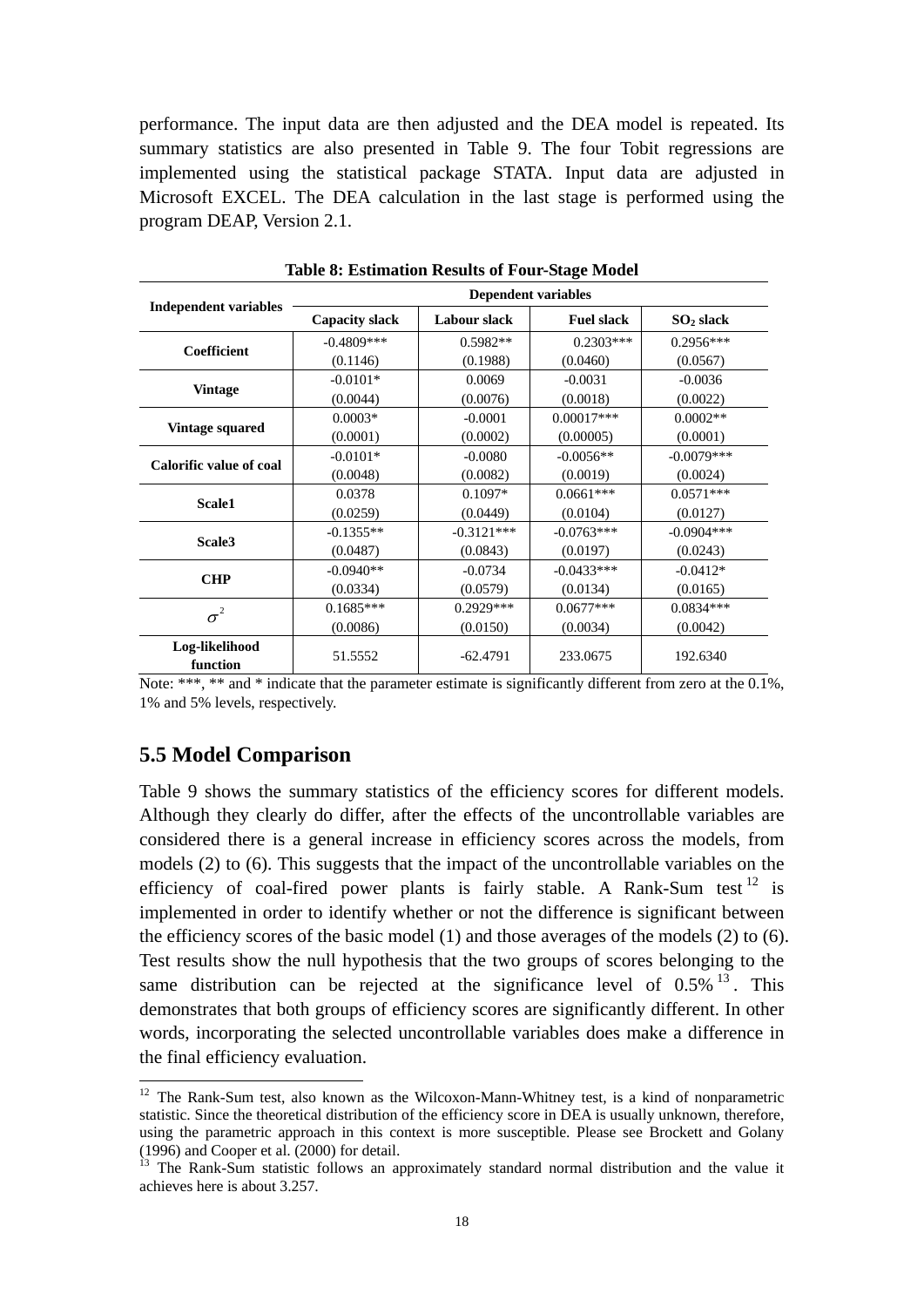performance. The input data are then adjusted and the DEA model is repeated. Its summary statistics are also presented in Table 9. The four Tobit regressions are implemented using the statistical package STATA. Input data are adjusted in Microsoft EXCEL. The DEA calculation in the last stage is performed using the program DEAP, Version 2.1.

**Table 8: Estimation Results of Four-Stage Model**

| Independent variables | Dependent variables | | | |
|---|---|---|---|---|
| | Capacity slack | Labour slack | Fuel slack | $SO_2$ slack |
| Coefficient | -0.4809***<br>(0.1146) | 0.5982**<br>(0.1988) | 0.2303***<br>(0.0460) | 0.2956***<br>(0.0567) |
| Vintage | -0.0101*<br>(0.0044) | 0.0069<br>(0.0076) | -0.0031<br>(0.0018) | -0.0036<br>(0.0022) |
| Vintage squared | 0.0003*<br>(0.0001) | -0.0001<br>(0.0002) | 0.00017***<br>(0.00005) | 0.0002**<br>(0.0001) |
| Calorific value of coal | -0.0101*<br>(0.0048) | -0.0080<br>(0.0082) | -0.0056**<br>(0.0019) | -0.0079***<br>(0.0024) |
| Scale1 | 0.0378<br>(0.0259) | 0.1097*<br>(0.0449) | 0.0661***<br>(0.0104) | 0.0571***<br>(0.0127) |
| Scale3 | -0.1355**<br>(0.0487) | -0.3121***<br>(0.0843) | -0.0763***<br>(0.0197) | -0.0904***<br>(0.0243) |
| CHP | -0.0940**<br>(0.0334) | -0.0734<br>(0.0579) | -0.0433***<br>(0.0134) | -0.0412*<br>(0.0165) |
| $\sigma^2$ | 0.1685***<br>(0.0086) | 0.2929***<br>(0.0150) | 0.0677***<br>(0.0034) | 0.0834***<br>(0.0042) |
| Log-likelihood function | 51.5552 | -62.4791 | 233.0675 | 192.6340 |

Note: ***, ** and * indicate that the parameter estimate is significantly different from zero at the 0.1%, 1% and 5% levels, respectively.

## 5.5 Model Comparison

Table 9 shows the summary statistics of the efficiency scores for different models. Although they clearly do differ, after the effects of the uncontrollable variables are considered there is a general increase in efficiency scores across the models, from models (2) to (6). This suggests that the impact of the uncontrollable variables on the efficiency of coal-fired power plants is fairly stable. A Rank-Sum test[12] is implemented in order to identify whether or not the difference is significant between the efficiency scores of the basic model (1) and those averages of the models (2) to (6). Test results show the null hypothesis that the two groups of scores belonging to the same distribution can be rejected at the significance level of 0.5%[13]. This demonstrates that both groups of efficiency scores are significantly different. In other words, incorporating the selected uncontrollable variables does make a difference in the final efficiency evaluation.

[12] The Rank-Sum test, also known as the Wilcoxon-Mann-Whitney test, is a kind of nonparametric statistic. Since the theoretical distribution of the efficiency score in DEA is usually unknown, therefore, using the parametric approach in this context is more susceptible. Please see Brockett and Golany (1996) and Cooper et al. (2000) for detail.

[13] The Rank-Sum statistic follows an approximately standard normal distribution and the value it achieves here is about 3.257.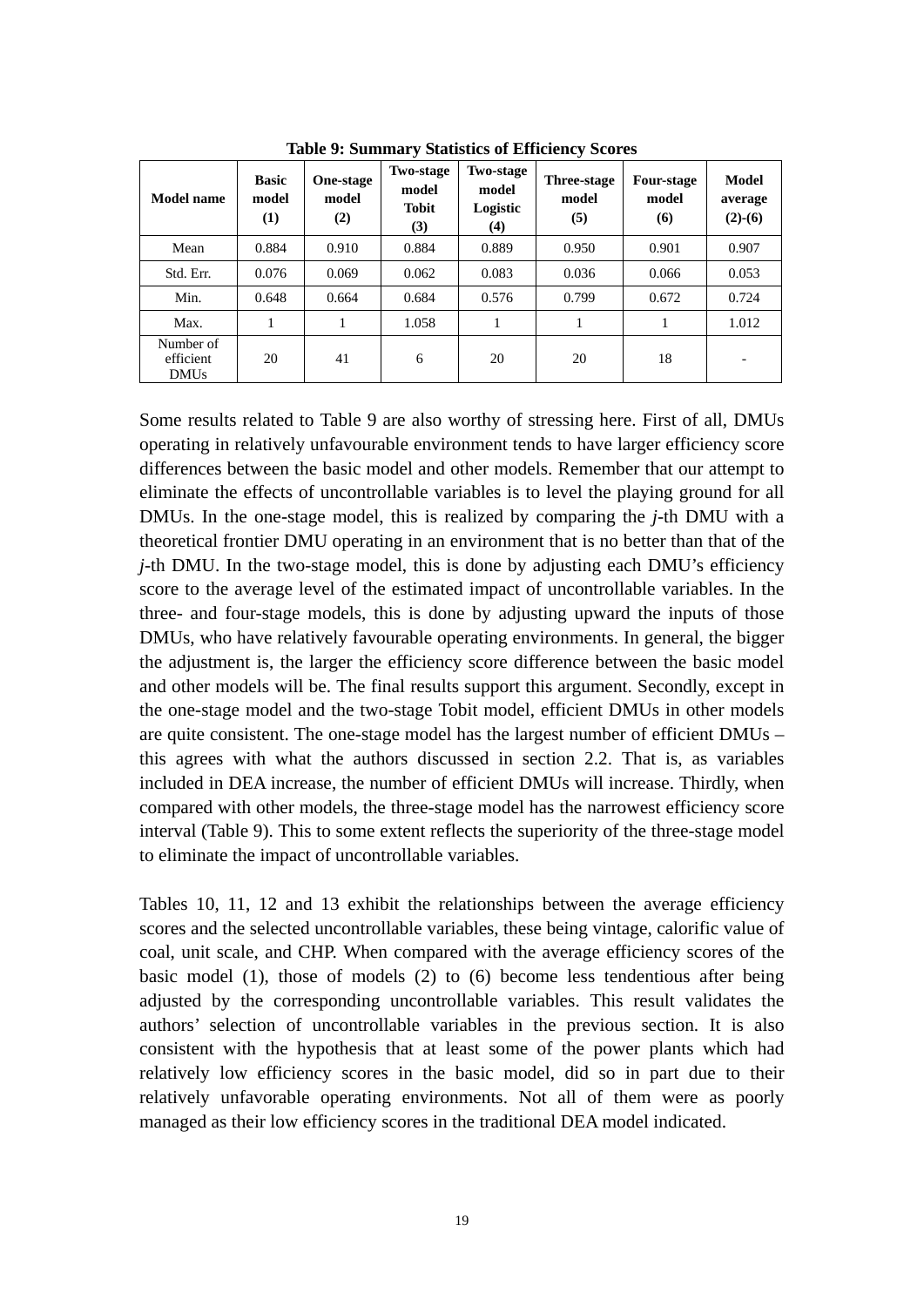**Table 9: Summary Statistics of Efficiency Scores**

| Model name | Basic model (1) | One-stage model (2) | Two-stage model Tobit (3) | Two-stage model Logistic (4) | Three-stage model (5) | Four-stage model (6) | Model average (2)-(6) |
|---|---|---|---|---|---|---|---|
| Mean | 0.884 | 0.910 | 0.884 | 0.889 | 0.950 | 0.901 | 0.907 |
| Std. Err. | 0.076 | 0.069 | 0.062 | 0.083 | 0.036 | 0.066 | 0.053 |
| Min. | 0.648 | 0.664 | 0.684 | 0.576 | 0.799 | 0.672 | 0.724 |
| Max. | 1 | 1 | 1.058 | 1 | 1 | 1 | 1.012 |
| Number of efficient DMUs | 20 | 41 | 6 | 20 | 20 | 18 | - |

Some results related to Table 9 are also worthy of stressing here. First of all, DMUs operating in relatively unfavourable environment tends to have larger efficiency score differences between the basic model and other models. Remember that our attempt to eliminate the effects of uncontrollable variables is to level the playing ground for all DMUs. In the one-stage model, this is realized by comparing the *j*-th DMU with a theoretical frontier DMU operating in an environment that is no better than that of the *j*-th DMU. In the two-stage model, this is done by adjusting each DMU's efficiency score to the average level of the estimated impact of uncontrollable variables. In the three- and four-stage models, this is done by adjusting upward the inputs of those DMUs, who have relatively favourable operating environments. In general, the bigger the adjustment is, the larger the efficiency score difference between the basic model and other models will be. The final results support this argument. Secondly, except in the one-stage model and the two-stage Tobit model, efficient DMUs in other models are quite consistent. The one-stage model has the largest number of efficient DMUs – this agrees with what the authors discussed in section 2.2. That is, as variables included in DEA increase, the number of efficient DMUs will increase. Thirdly, when compared with other models, the three-stage model has the narrowest efficiency score interval (Table 9). This to some extent reflects the superiority of the three-stage model to eliminate the impact of uncontrollable variables.

Tables 10, 11, 12 and 13 exhibit the relationships between the average efficiency scores and the selected uncontrollable variables, these being vintage, calorific value of coal, unit scale, and CHP. When compared with the average efficiency scores of the basic model (1), those of models (2) to (6) become less tendentious after being adjusted by the corresponding uncontrollable variables. This result validates the authors' selection of uncontrollable variables in the previous section. It is also consistent with the hypothesis that at least some of the power plants which had relatively low efficiency scores in the basic model, did so in part due to their relatively unfavorable operating environments. Not all of them were as poorly managed as their low efficiency scores in the traditional DEA model indicated.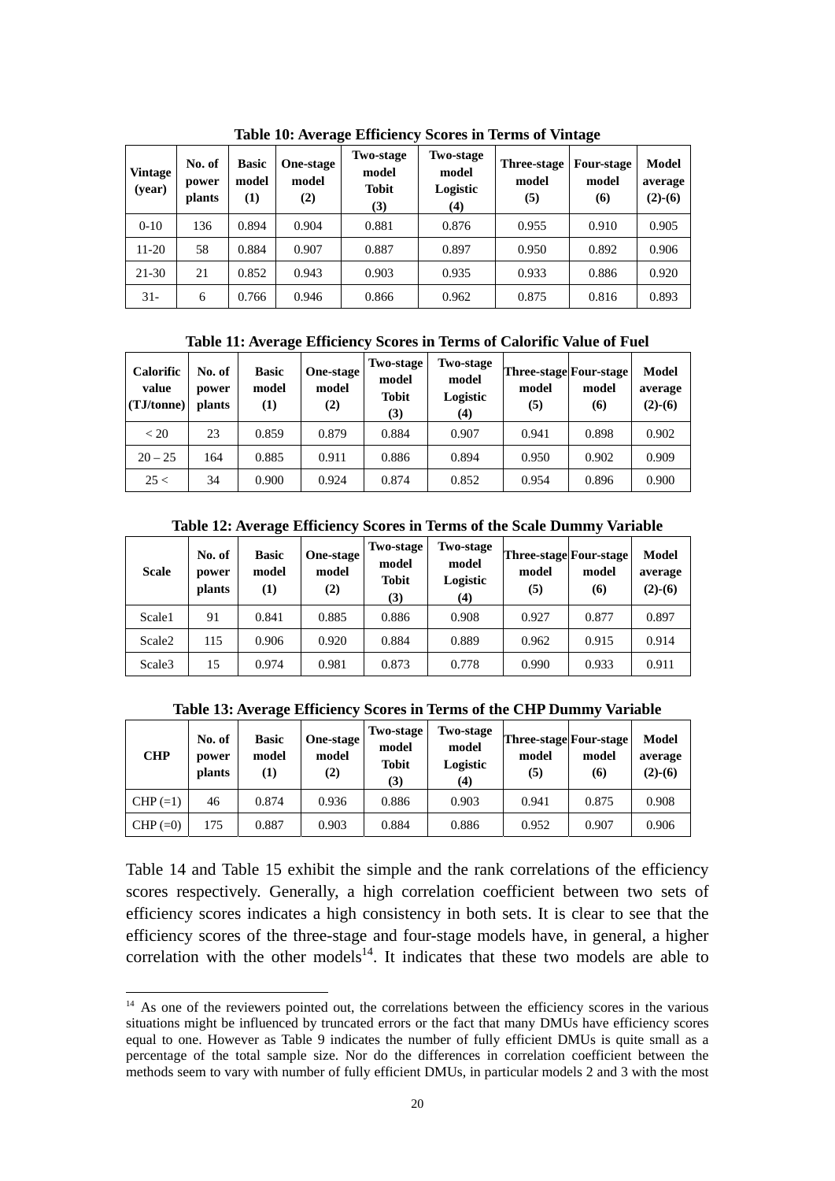**Table 10: Average Efficiency Scores in Terms of Vintage**

| Vintage (year) | No. of power plants | Basic model (1) | One-stage model (2) | Two-stage model Tobit (3) | Two-stage model Logistic (4) | Three-stage model (5) | Four-stage model (6) | Model average (2)-(6) |
|---|---|---|---|---|---|---|---|---|
| 0-10 | 136 | 0.894 | 0.904 | 0.881 | 0.876 | 0.955 | 0.910 | 0.905 |
| 11-20 | 58 | 0.884 | 0.907 | 0.887 | 0.897 | 0.950 | 0.892 | 0.906 |
| 21-30 | 21 | 0.852 | 0.943 | 0.903 | 0.935 | 0.933 | 0.886 | 0.920 |
| 31- | 6 | 0.766 | 0.946 | 0.866 | 0.962 | 0.875 | 0.816 | 0.893 |

**Table 11: Average Efficiency Scores in Terms of Calorific Value of Fuel**

| Calorific value (TJ/tonne) | No. of power plants | Basic model (1) | One-stage model (2) | Two-stage model Tobit (3) | Two-stage model Logistic (4) | Three-stage model (5) | Four-stage model (6) | Model average (2)-(6) |
|---|---|---|---|---|---|---|---|---|
| < 20 | 23 | 0.859 | 0.879 | 0.884 | 0.907 | 0.941 | 0.898 | 0.902 |
| 20 – 25 | 164 | 0.885 | 0.911 | 0.886 | 0.894 | 0.950 | 0.902 | 0.909 |
| 25 < | 34 | 0.900 | 0.924 | 0.874 | 0.852 | 0.954 | 0.896 | 0.900 |

**Table 12: Average Efficiency Scores in Terms of the Scale Dummy Variable**

| Scale | No. of power plants | Basic model (1) | One-stage model (2) | Two-stage model Tobit (3) | Two-stage model Logistic (4) | Three-stage model (5) | Four-stage model (6) | Model average (2)-(6) |
|---|---|---|---|---|---|---|---|---|
| Scale1 | 91 | 0.841 | 0.885 | 0.886 | 0.908 | 0.927 | 0.877 | 0.897 |
| Scale2 | 115 | 0.906 | 0.920 | 0.884 | 0.889 | 0.962 | 0.915 | 0.914 |
| Scale3 | 15 | 0.974 | 0.981 | 0.873 | 0.778 | 0.990 | 0.933 | 0.911 |

**Table 13: Average Efficiency Scores in Terms of the CHP Dummy Variable**

| CHP | No. of power plants | Basic model (1) | One-stage model (2) | Two-stage model Tobit (3) | Two-stage model Logistic (4) | Three-stage model (5) | Four-stage model (6) | Model average (2)-(6) |
|---|---|---|---|---|---|---|---|---|
| CHP (=1) | 46 | 0.874 | 0.936 | 0.886 | 0.903 | 0.941 | 0.875 | 0.908 |
| CHP (=0) | 175 | 0.887 | 0.903 | 0.884 | 0.886 | 0.952 | 0.907 | 0.906 |

Table 14 and Table 15 exhibit the simple and the rank correlations of the efficiency scores respectively. Generally, a high correlation coefficient between two sets of efficiency scores indicates a high consistency in both sets. It is clear to see that the efficiency scores of the three-stage and four-stage models have, in general, a higher correlation with the other models[14]. It indicates that these two models are able to

[14] As one of the reviewers pointed out, the correlations between the efficiency scores in the various situations might be influenced by truncated errors or the fact that many DMUs have efficiency scores equal to one. However as Table 9 indicates the number of fully efficient DMUs is quite small as a percentage of the total sample size. Nor do the differences in correlation coefficient between the methods seem to vary with number of fully efficient DMUs, in particular models 2 and 3 with the most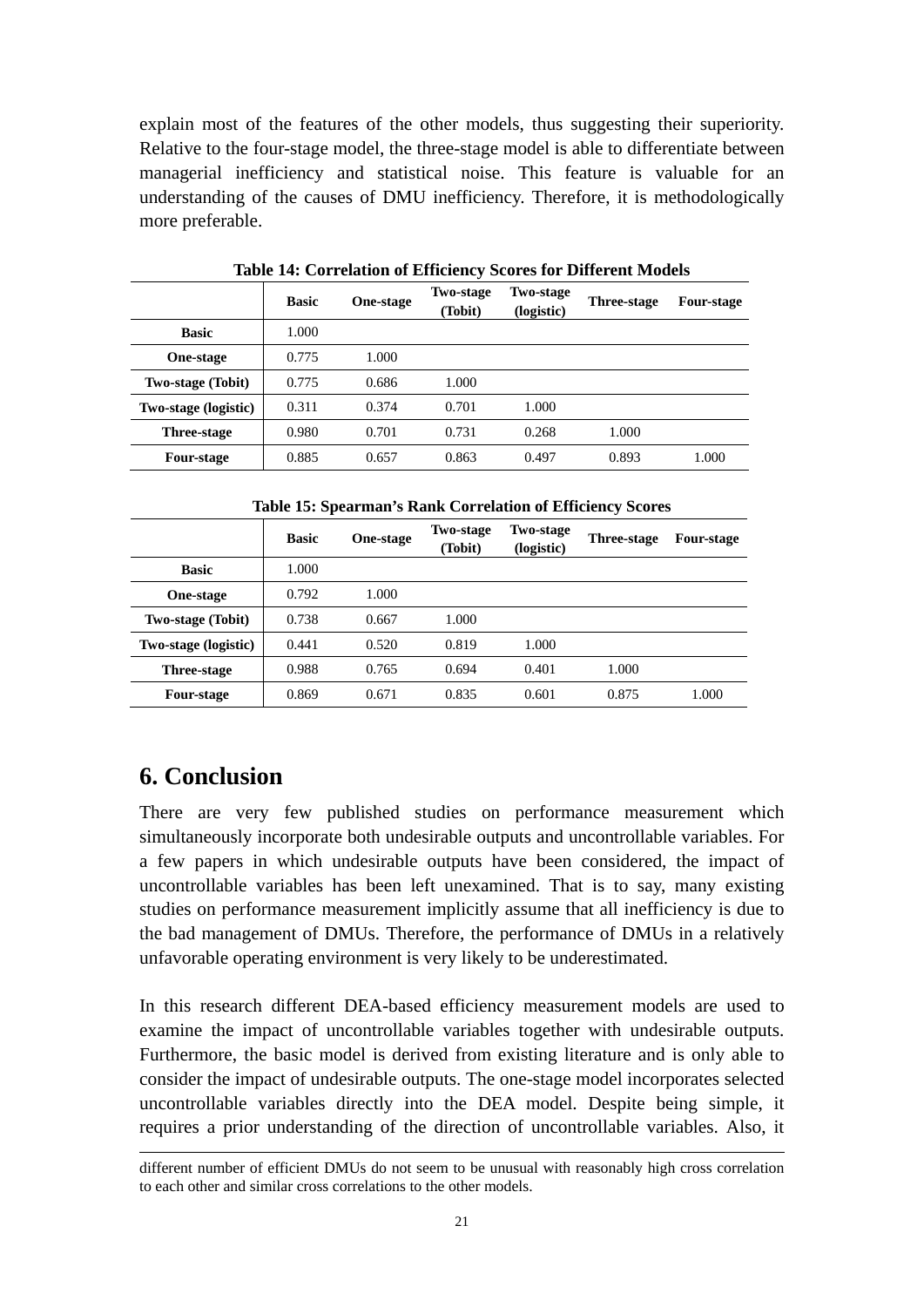explain most of the features of the other models, thus suggesting their superiority. Relative to the four-stage model, the three-stage model is able to differentiate between managerial inefficiency and statistical noise. This feature is valuable for an understanding of the causes of DMU inefficiency. Therefore, it is methodologically more preferable.

**Table 14: Correlation of Efficiency Scores for Different Models**

| | Basic | One-stage | Two-stage (Tobit) | Two-stage (logistic) | Three-stage | Four-stage |
|---|---|---|---|---|---|---|
| **Basic** | 1.000 | | | | | |
| **One-stage** | 0.775 | 1.000 | | | | |
| **Two-stage (Tobit)** | 0.775 | 0.686 | 1.000 | | | |
| **Two-stage (logistic)** | 0.311 | 0.374 | 0.701 | 1.000 | | |
| **Three-stage** | 0.980 | 0.701 | 0.731 | 0.268 | 1.000 | |
| **Four-stage** | 0.885 | 0.657 | 0.863 | 0.497 | 0.893 | 1.000 |

**Table 15: Spearman's Rank Correlation of Efficiency Scores**

| | Basic | One-stage | Two-stage (Tobit) | Two-stage (logistic) | Three-stage | Four-stage |
|---|---|---|---|---|---|---|
| **Basic** | 1.000 | | | | | |
| **One-stage** | 0.792 | 1.000 | | | | |
| **Two-stage (Tobit)** | 0.738 | 0.667 | 1.000 | | | |
| **Two-stage (logistic)** | 0.441 | 0.520 | 0.819 | 1.000 | | |
| **Three-stage** | 0.988 | 0.765 | 0.694 | 0.401 | 1.000 | |
| **Four-stage** | 0.869 | 0.671 | 0.835 | 0.601 | 0.875 | 1.000 |

## 6. Conclusion

There are very few published studies on performance measurement which simultaneously incorporate both undesirable outputs and uncontrollable variables. For a few papers in which undesirable outputs have been considered, the impact of uncontrollable variables has been left unexamined. That is to say, many existing studies on performance measurement implicitly assume that all inefficiency is due to the bad management of DMUs. Therefore, the performance of DMUs in a relatively unfavorable operating environment is very likely to be underestimated.

In this research different DEA-based efficiency measurement models are used to examine the impact of uncontrollable variables together with undesirable outputs. Furthermore, the basic model is derived from existing literature and is only able to consider the impact of undesirable outputs. The one-stage model incorporates selected uncontrollable variables directly into the DEA model. Despite being simple, it requires a prior understanding of the direction of uncontrollable variables. Also, it

---

different number of efficient DMUs do not seem to be unusual with reasonably high cross correlation to each other and similar cross correlations to the other models.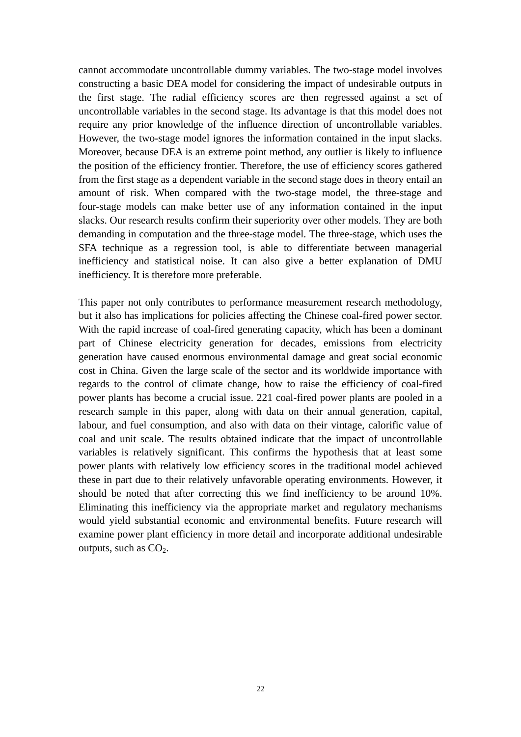cannot accommodate uncontrollable dummy variables. The two-stage model involves constructing a basic DEA model for considering the impact of undesirable outputs in the first stage. The radial efficiency scores are then regressed against a set of uncontrollable variables in the second stage. Its advantage is that this model does not require any prior knowledge of the influence direction of uncontrollable variables. However, the two-stage model ignores the information contained in the input slacks. Moreover, because DEA is an extreme point method, any outlier is likely to influence the position of the efficiency frontier. Therefore, the use of efficiency scores gathered from the first stage as a dependent variable in the second stage does in theory entail an amount of risk. When compared with the two-stage model, the three-stage and four-stage models can make better use of any information contained in the input slacks. Our research results confirm their superiority over other models. They are both demanding in computation and the three-stage model. The three-stage, which uses the SFA technique as a regression tool, is able to differentiate between managerial inefficiency and statistical noise. It can also give a better explanation of DMU inefficiency. It is therefore more preferable.

This paper not only contributes to performance measurement research methodology, but it also has implications for policies affecting the Chinese coal-fired power sector. With the rapid increase of coal-fired generating capacity, which has been a dominant part of Chinese electricity generation for decades, emissions from electricity generation have caused enormous environmental damage and great social economic cost in China. Given the large scale of the sector and its worldwide importance with regards to the control of climate change, how to raise the efficiency of coal-fired power plants has become a crucial issue. 221 coal-fired power plants are pooled in a research sample in this paper, along with data on their annual generation, capital, labour, and fuel consumption, and also with data on their vintage, calorific value of coal and unit scale. The results obtained indicate that the impact of uncontrollable variables is relatively significant. This confirms the hypothesis that at least some power plants with relatively low efficiency scores in the traditional model achieved these in part due to their relatively unfavorable operating environments. However, it should be noted that after correcting this we find inefficiency to be around 10%. Eliminating this inefficiency via the appropriate market and regulatory mechanisms would yield substantial economic and environmental benefits. Future research will examine power plant efficiency in more detail and incorporate additional undesirable outputs, such as $CO_2$.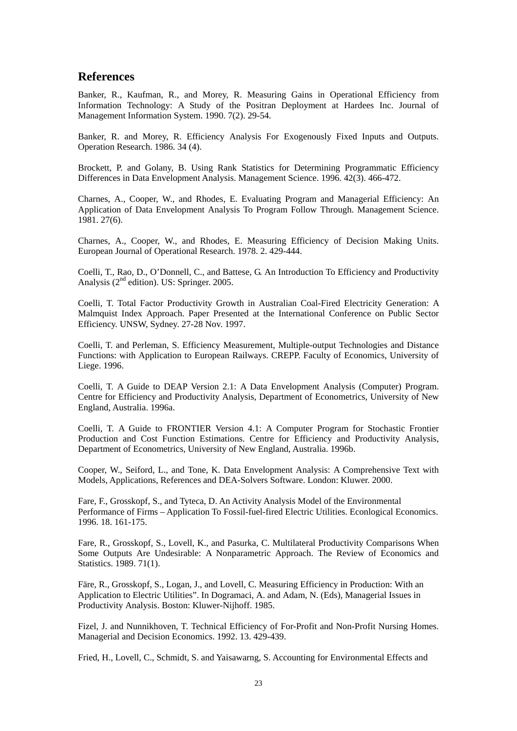## References

Banker, R., Kaufman, R., and Morey, R. Measuring Gains in Operational Efficiency from Information Technology: A Study of the Positran Deployment at Hardees Inc. Journal of Management Information System. 1990. 7(2). 29-54.

Banker, R. and Morey, R. Efficiency Analysis For Exogenously Fixed Inputs and Outputs. Operation Research. 1986. 34 (4).

Brockett, P. and Golany, B. Using Rank Statistics for Determining Programmatic Efficiency Differences in Data Envelopment Analysis. Management Science. 1996. 42(3). 466-472.

Charnes, A., Cooper, W., and Rhodes, E. Evaluating Program and Managerial Efficiency: An Application of Data Envelopment Analysis To Program Follow Through. Management Science. 1981. 27(6).

Charnes, A., Cooper, W., and Rhodes, E. Measuring Efficiency of Decision Making Units. European Journal of Operational Research. 1978. 2. 429-444.

Coelli, T., Rao, D., O'Donnell, C., and Battese, G. An Introduction To Efficiency and Productivity Analysis (2nd edition). US: Springer. 2005.

Coelli, T. Total Factor Productivity Growth in Australian Coal-Fired Electricity Generation: A Malmquist Index Approach. Paper Presented at the International Conference on Public Sector Efficiency. UNSW, Sydney. 27-28 Nov. 1997.

Coelli, T. and Perleman, S. Efficiency Measurement, Multiple-output Technologies and Distance Functions: with Application to European Railways. CREPP. Faculty of Economics, University of Liege. 1996.

Coelli, T. A Guide to DEAP Version 2.1: A Data Envelopment Analysis (Computer) Program. Centre for Efficiency and Productivity Analysis, Department of Econometrics, University of New England, Australia. 1996a.

Coelli, T. A Guide to FRONTIER Version 4.1: A Computer Program for Stochastic Frontier Production and Cost Function Estimations. Centre for Efficiency and Productivity Analysis, Department of Econometrics, University of New England, Australia. 1996b.

Cooper, W., Seiford, L., and Tone, K. Data Envelopment Analysis: A Comprehensive Text with Models, Applications, References and DEA-Solvers Software. London: Kluwer. 2000.

Fare, F., Grosskopf, S., and Tyteca, D. An Activity Analysis Model of the Environmental Performance of Firms – Application To Fossil-fuel-fired Electric Utilities. Econlogical Economics. 1996. 18. 161-175.

Fare, R., Grosskopf, S., Lovell, K., and Pasurka, C. Multilateral Productivity Comparisons When Some Outputs Are Undesirable: A Nonparametric Approach. The Review of Economics and Statistics. 1989. 71(1).

Färe, R., Grosskopf, S., Logan, J., and Lovell, C. Measuring Efficiency in Production: With an Application to Electric Utilities". In Dogramaci, A. and Adam, N. (Eds), Managerial Issues in Productivity Analysis. Boston: Kluwer-Nijhoff. 1985.

Fizel, J. and Nunnikhoven, T. Technical Efficiency of For-Profit and Non-Profit Nursing Homes. Managerial and Decision Economics. 1992. 13. 429-439.

Fried, H., Lovell, C., Schmidt, S. and Yaisawarng, S. Accounting for Environmental Effects and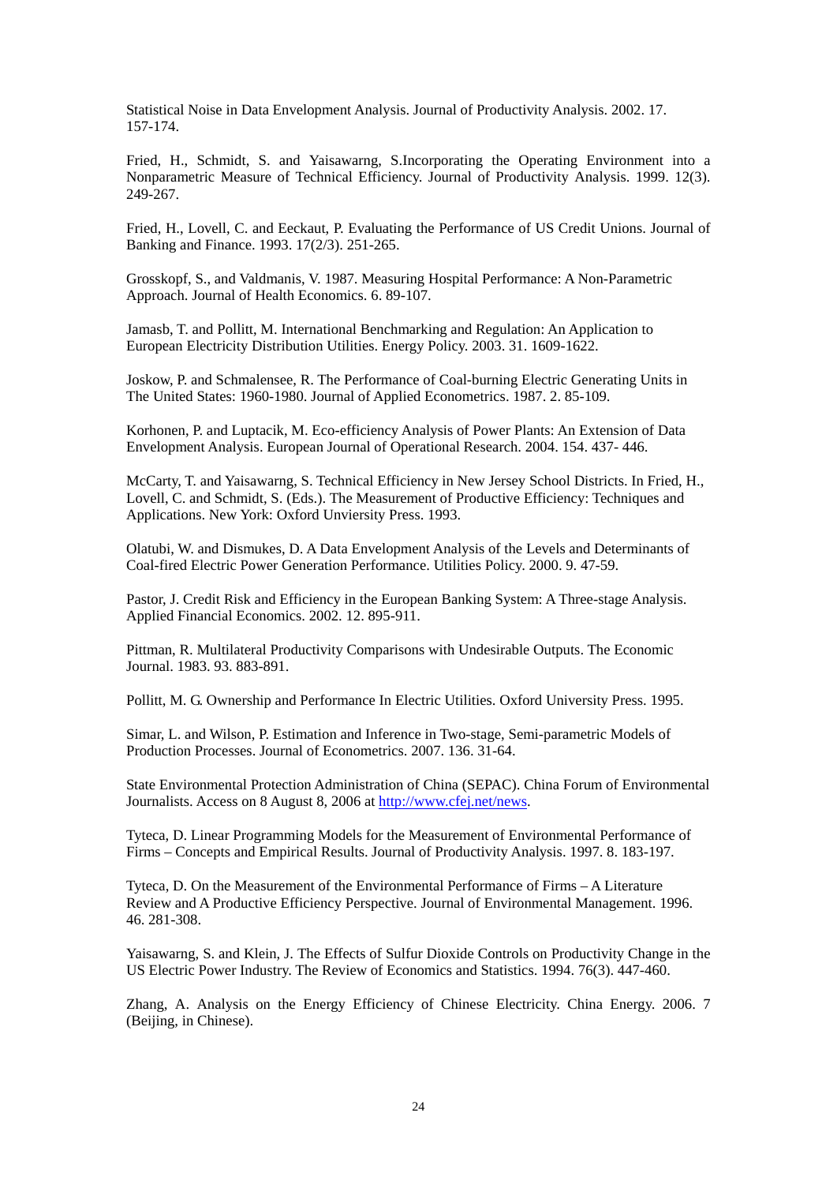Statistical Noise in Data Envelopment Analysis. Journal of Productivity Analysis. 2002. 17. 157-174.

Fried, H., Schmidt, S. and Yaisawarng, S.Incorporating the Operating Environment into a Nonparametric Measure of Technical Efficiency. Journal of Productivity Analysis. 1999. 12(3). 249-267.

Fried, H., Lovell, C. and Eeckaut, P. Evaluating the Performance of US Credit Unions. Journal of Banking and Finance. 1993. 17(2/3). 251-265.

Grosskopf, S., and Valdmanis, V. 1987. Measuring Hospital Performance: A Non-Parametric Approach. Journal of Health Economics. 6. 89-107.

Jamasb, T. and Pollitt, M. International Benchmarking and Regulation: An Application to European Electricity Distribution Utilities. Energy Policy. 2003. 31. 1609-1622.

Joskow, P. and Schmalensee, R. The Performance of Coal-burning Electric Generating Units in The United States: 1960-1980. Journal of Applied Econometrics. 1987. 2. 85-109.

Korhonen, P. and Luptacik, M. Eco-efficiency Analysis of Power Plants: An Extension of Data Envelopment Analysis. European Journal of Operational Research. 2004. 154. 437- 446.

McCarty, T. and Yaisawarng, S. Technical Efficiency in New Jersey School Districts. In Fried, H., Lovell, C. and Schmidt, S. (Eds.). The Measurement of Productive Efficiency: Techniques and Applications. New York: Oxford Unviersity Press. 1993.

Olatubi, W. and Dismukes, D. A Data Envelopment Analysis of the Levels and Determinants of Coal-fired Electric Power Generation Performance. Utilities Policy. 2000. 9. 47-59.

Pastor, J. Credit Risk and Efficiency in the European Banking System: A Three-stage Analysis. Applied Financial Economics. 2002. 12. 895-911.

Pittman, R. Multilateral Productivity Comparisons with Undesirable Outputs. The Economic Journal. 1983. 93. 883-891.

Pollitt, M. G. Ownership and Performance In Electric Utilities. Oxford University Press. 1995.

Simar, L. and Wilson, P. Estimation and Inference in Two-stage, Semi-parametric Models of Production Processes. Journal of Econometrics. 2007. 136. 31-64.

State Environmental Protection Administration of China (SEPAC). China Forum of Environmental Journalists. Access on 8 August 8, 2006 at http://www.cfej.net/news.

Tyteca, D. Linear Programming Models for the Measurement of Environmental Performance of Firms – Concepts and Empirical Results. Journal of Productivity Analysis. 1997. 8. 183-197.

Tyteca, D. On the Measurement of the Environmental Performance of Firms – A Literature Review and A Productive Efficiency Perspective. Journal of Environmental Management. 1996. 46. 281-308.

Yaisawarng, S. and Klein, J. The Effects of Sulfur Dioxide Controls on Productivity Change in the US Electric Power Industry. The Review of Economics and Statistics. 1994. 76(3). 447-460.

Zhang, A. Analysis on the Energy Efficiency of Chinese Electricity. China Energy. 2006. 7 (Beijing, in Chinese).